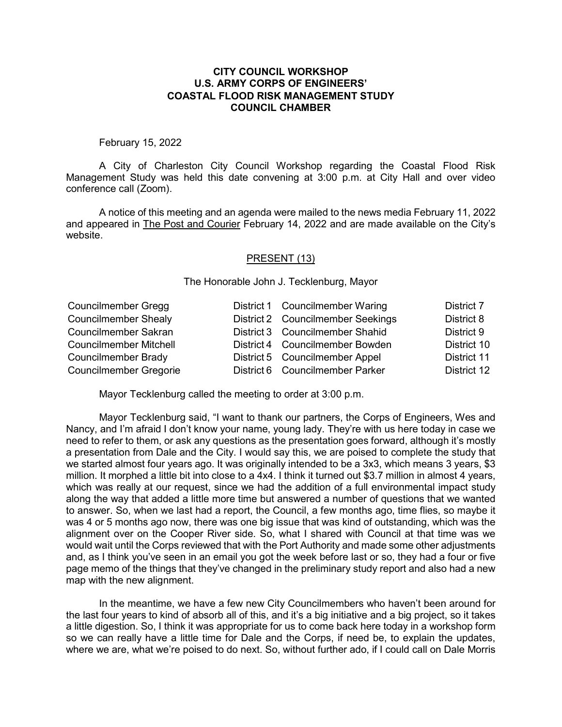# CITY COUNCIL WORKSHOP
## U.S. ARMY CORPS OF ENGINEERS' COASTAL FLOOD RISK MANAGEMENT STUDY
## COUNCIL CHAMBER

February 15, 2022

A City of Charleston City Council Workshop regarding the Coastal Flood Risk Management Study was held this date convening at 3:00 p.m. at City Hall and over video conference call (Zoom).

A notice of this meeting and an agenda were mailed to the news media February 11, 2022 and appeared in The Post and Courier February 14, 2022 and are made available on the City's website.

PRESENT (13)

The Honorable John J. Tecklenburg, Mayor

| | | | |
|---|---|---|---|
| Councilmember Gregg | District 1 | Councilmember Waring | District 7 |
| Councilmember Shealy | District 2 | Councilmember Seekings | District 8 |
| Councilmember Sakran | District 3 | Councilmember Shahid | District 9 |
| Councilmember Mitchell | District 4 | Councilmember Bowden | District 10 |
| Councilmember Brady | District 5 | Councilmember Appel | District 11 |
| Councilmember Gregorie | District 6 | Councilmember Parker | District 12 |

Mayor Tecklenburg called the meeting to order at 3:00 p.m.

Mayor Tecklenburg said, "I want to thank our partners, the Corps of Engineers, Wes and Nancy, and I'm afraid I don't know your name, young lady. They're with us here today in case we need to refer to them, or ask any questions as the presentation goes forward, although it's mostly a presentation from Dale and the City. I would say this, we are poised to complete the study that we started almost four years ago. It was originally intended to be a 3x3, which means 3 years, $3 million. It morphed a little bit into close to a 4x4. I think it turned out $3.7 million in almost 4 years, which was really at our request, since we had the addition of a full environmental impact study along the way that added a little more time but answered a number of questions that we wanted to answer. So, when we last had a report, the Council, a few months ago, time flies, so maybe it was 4 or 5 months ago now, there was one big issue that was kind of outstanding, which was the alignment over on the Cooper River side. So, what I shared with Council at that time was we would wait until the Corps reviewed that with the Port Authority and made some other adjustments and, as I think you've seen in an email you got the week before last or so, they had a four or five page memo of the things that they've changed in the preliminary study report and also had a new map with the new alignment.

In the meantime, we have a few new City Councilmembers who haven't been around for the last four years to kind of absorb all of this, and it's a big initiative and a big project, so it takes a little digestion. So, I think it was appropriate for us to come back here today in a workshop form so we can really have a little time for Dale and the Corps, if need be, to explain the updates, where we are, what we're poised to do next. So, without further ado, if I could call on Dale Morris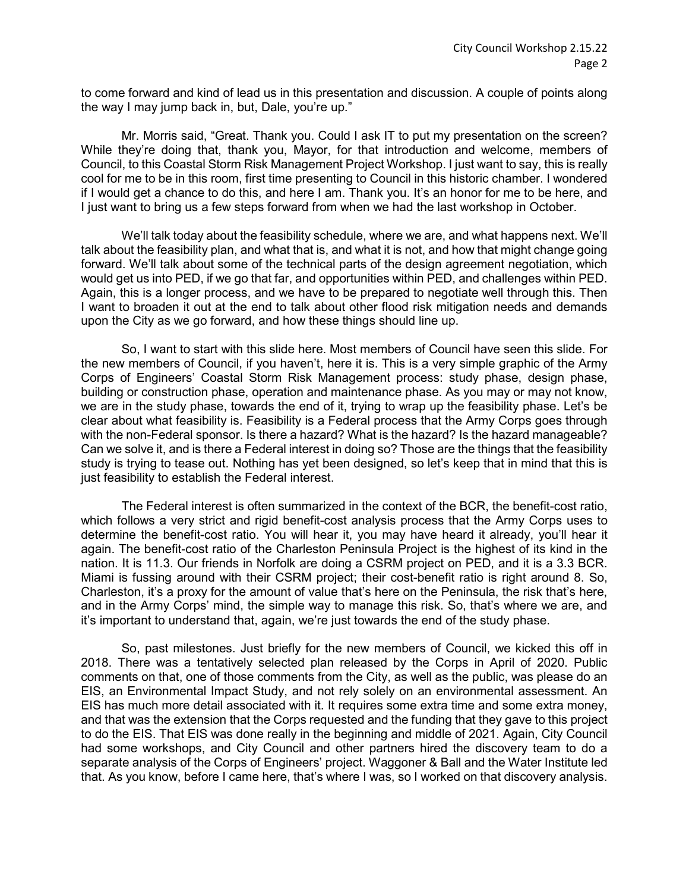to come forward and kind of lead us in this presentation and discussion. A couple of points along the way I may jump back in, but, Dale, you're up."

Mr. Morris said, "Great. Thank you. Could I ask IT to put my presentation on the screen? While they're doing that, thank you, Mayor, for that introduction and welcome, members of Council, to this Coastal Storm Risk Management Project Workshop. I just want to say, this is really cool for me to be in this room, first time presenting to Council in this historic chamber. I wondered if I would get a chance to do this, and here I am. Thank you. It's an honor for me to be here, and I just want to bring us a few steps forward from when we had the last workshop in October.

We'll talk today about the feasibility schedule, where we are, and what happens next. We'll talk about the feasibility plan, and what that is, and what it is not, and how that might change going forward. We'll talk about some of the technical parts of the design agreement negotiation, which would get us into PED, if we go that far, and opportunities within PED, and challenges within PED. Again, this is a longer process, and we have to be prepared to negotiate well through this. Then I want to broaden it out at the end to talk about other flood risk mitigation needs and demands upon the City as we go forward, and how these things should line up.

So, I want to start with this slide here. Most members of Council have seen this slide. For the new members of Council, if you haven't, here it is. This is a very simple graphic of the Army Corps of Engineers' Coastal Storm Risk Management process: study phase, design phase, building or construction phase, operation and maintenance phase. As you may or may not know, we are in the study phase, towards the end of it, trying to wrap up the feasibility phase. Let's be clear about what feasibility is. Feasibility is a Federal process that the Army Corps goes through with the non-Federal sponsor. Is there a hazard? What is the hazard? Is the hazard manageable? Can we solve it, and is there a Federal interest in doing so? Those are the things that the feasibility study is trying to tease out. Nothing has yet been designed, so let's keep that in mind that this is just feasibility to establish the Federal interest.

The Federal interest is often summarized in the context of the BCR, the benefit-cost ratio, which follows a very strict and rigid benefit-cost analysis process that the Army Corps uses to determine the benefit-cost ratio. You will hear it, you may have heard it already, you'll hear it again. The benefit-cost ratio of the Charleston Peninsula Project is the highest of its kind in the nation. It is 11.3. Our friends in Norfolk are doing a CSRM project on PED, and it is a 3.3 BCR. Miami is fussing around with their CSRM project; their cost-benefit ratio is right around 8. So, Charleston, it's a proxy for the amount of value that's here on the Peninsula, the risk that's here, and in the Army Corps' mind, the simple way to manage this risk. So, that's where we are, and it's important to understand that, again, we're just towards the end of the study phase.

So, past milestones. Just briefly for the new members of Council, we kicked this off in 2018. There was a tentatively selected plan released by the Corps in April of 2020. Public comments on that, one of those comments from the City, as well as the public, was please do an EIS, an Environmental Impact Study, and not rely solely on an environmental assessment. An EIS has much more detail associated with it. It requires some extra time and some extra money, and that was the extension that the Corps requested and the funding that they gave to this project to do the EIS. That EIS was done really in the beginning and middle of 2021. Again, City Council had some workshops, and City Council and other partners hired the discovery team to do a separate analysis of the Corps of Engineers' project. Waggoner & Ball and the Water Institute led that. As you know, before I came here, that's where I was, so I worked on that discovery analysis.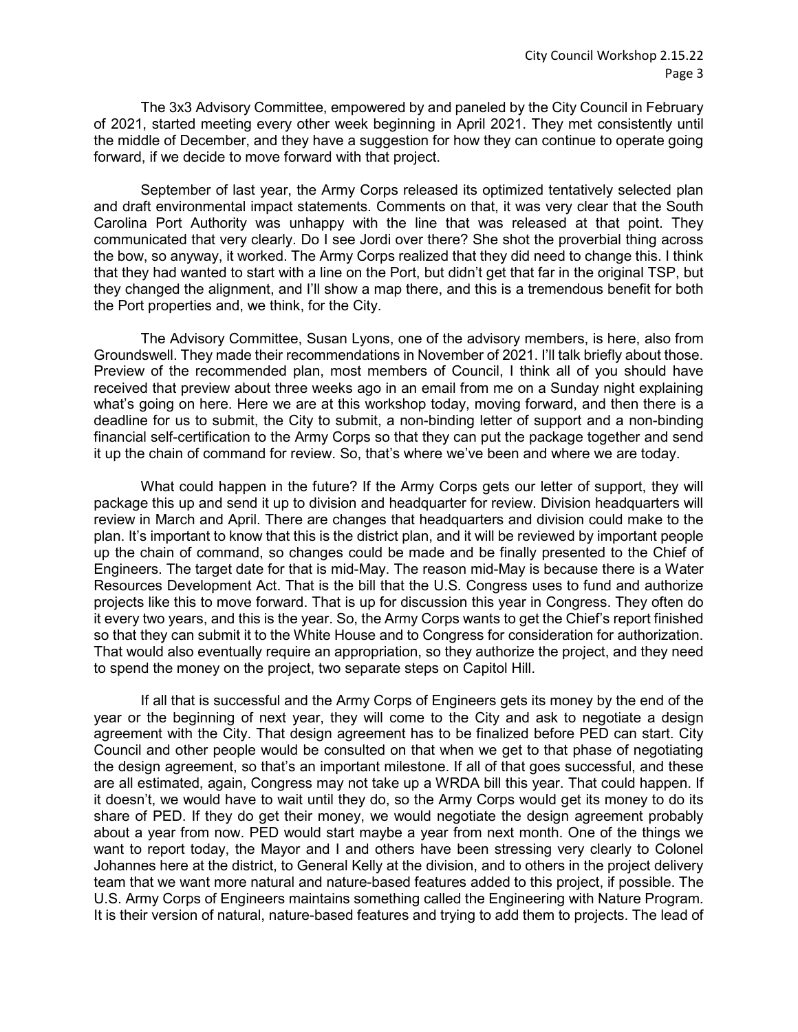The 3x3 Advisory Committee, empowered by and paneled by the City Council in February of 2021, started meeting every other week beginning in April 2021. They met consistently until the middle of December, and they have a suggestion for how they can continue to operate going forward, if we decide to move forward with that project.

September of last year, the Army Corps released its optimized tentatively selected plan and draft environmental impact statements. Comments on that, it was very clear that the South Carolina Port Authority was unhappy with the line that was released at that point. They communicated that very clearly. Do I see Jordi over there? She shot the proverbial thing across the bow, so anyway, it worked. The Army Corps realized that they did need to change this. I think that they had wanted to start with a line on the Port, but didn't get that far in the original TSP, but they changed the alignment, and I'll show a map there, and this is a tremendous benefit for both the Port properties and, we think, for the City.

The Advisory Committee, Susan Lyons, one of the advisory members, is here, also from Groundswell. They made their recommendations in November of 2021. I'll talk briefly about those. Preview of the recommended plan, most members of Council, I think all of you should have received that preview about three weeks ago in an email from me on a Sunday night explaining what's going on here. Here we are at this workshop today, moving forward, and then there is a deadline for us to submit, the City to submit, a non-binding letter of support and a non-binding financial self-certification to the Army Corps so that they can put the package together and send it up the chain of command for review. So, that's where we've been and where we are today.

What could happen in the future? If the Army Corps gets our letter of support, they will package this up and send it up to division and headquarter for review. Division headquarters will review in March and April. There are changes that headquarters and division could make to the plan. It's important to know that this is the district plan, and it will be reviewed by important people up the chain of command, so changes could be made and be finally presented to the Chief of Engineers. The target date for that is mid-May. The reason mid-May is because there is a Water Resources Development Act. That is the bill that the U.S. Congress uses to fund and authorize projects like this to move forward. That is up for discussion this year in Congress. They often do it every two years, and this is the year. So, the Army Corps wants to get the Chief's report finished so that they can submit it to the White House and to Congress for consideration for authorization. That would also eventually require an appropriation, so they authorize the project, and they need to spend the money on the project, two separate steps on Capitol Hill.

If all that is successful and the Army Corps of Engineers gets its money by the end of the year or the beginning of next year, they will come to the City and ask to negotiate a design agreement with the City. That design agreement has to be finalized before PED can start. City Council and other people would be consulted on that when we get to that phase of negotiating the design agreement, so that's an important milestone. If all of that goes successful, and these are all estimated, again, Congress may not take up a WRDA bill this year. That could happen. If it doesn't, we would have to wait until they do, so the Army Corps would get its money to do its share of PED. If they do get their money, we would negotiate the design agreement probably about a year from now. PED would start maybe a year from next month. One of the things we want to report today, the Mayor and I and others have been stressing very clearly to Colonel Johannes here at the district, to General Kelly at the division, and to others in the project delivery team that we want more natural and nature-based features added to this project, if possible. The U.S. Army Corps of Engineers maintains something called the Engineering with Nature Program. It is their version of natural, nature-based features and trying to add them to projects. The lead of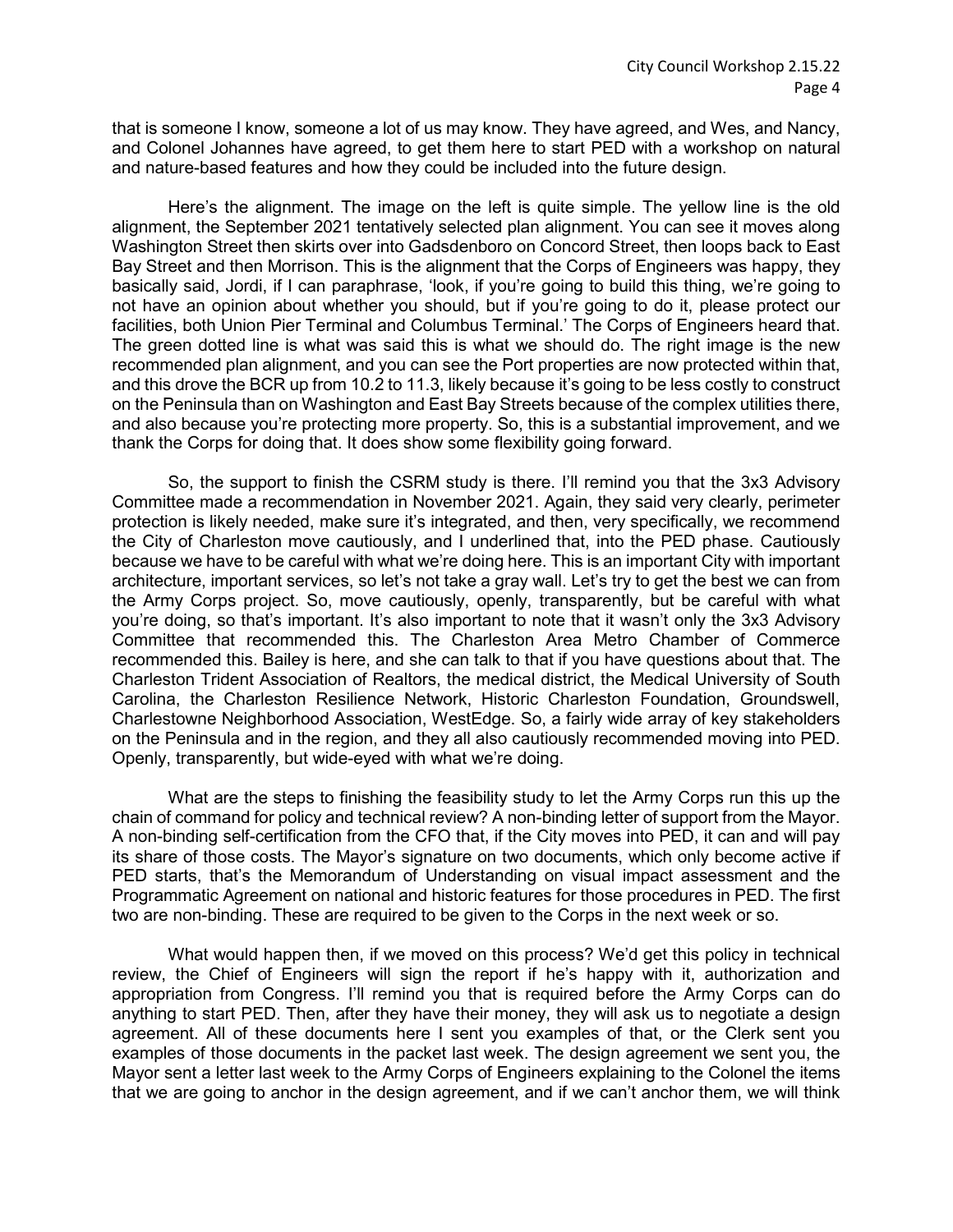that is someone I know, someone a lot of us may know. They have agreed, and Wes, and Nancy, and Colonel Johannes have agreed, to get them here to start PED with a workshop on natural and nature-based features and how they could be included into the future design.

Here's the alignment. The image on the left is quite simple. The yellow line is the old alignment, the September 2021 tentatively selected plan alignment. You can see it moves along Washington Street then skirts over into Gadsdenboro on Concord Street, then loops back to East Bay Street and then Morrison. This is the alignment that the Corps of Engineers was happy, they basically said, Jordi, if I can paraphrase, 'look, if you're going to build this thing, we're going to not have an opinion about whether you should, but if you're going to do it, please protect our facilities, both Union Pier Terminal and Columbus Terminal.' The Corps of Engineers heard that. The green dotted line is what was said this is what we should do. The right image is the new recommended plan alignment, and you can see the Port properties are now protected within that, and this drove the BCR up from 10.2 to 11.3, likely because it's going to be less costly to construct on the Peninsula than on Washington and East Bay Streets because of the complex utilities there, and also because you're protecting more property. So, this is a substantial improvement, and we thank the Corps for doing that. It does show some flexibility going forward.

So, the support to finish the CSRM study is there. I'll remind you that the 3x3 Advisory Committee made a recommendation in November 2021. Again, they said very clearly, perimeter protection is likely needed, make sure it's integrated, and then, very specifically, we recommend the City of Charleston move cautiously, and I underlined that, into the PED phase. Cautiously because we have to be careful with what we're doing here. This is an important City with important architecture, important services, so let's not take a gray wall. Let's try to get the best we can from the Army Corps project. So, move cautiously, openly, transparently, but be careful with what you're doing, so that's important. It's also important to note that it wasn't only the 3x3 Advisory Committee that recommended this. The Charleston Area Metro Chamber of Commerce recommended this. Bailey is here, and she can talk to that if you have questions about that. The Charleston Trident Association of Realtors, the medical district, the Medical University of South Carolina, the Charleston Resilience Network, Historic Charleston Foundation, Groundswell, Charlestowne Neighborhood Association, WestEdge. So, a fairly wide array of key stakeholders on the Peninsula and in the region, and they all also cautiously recommended moving into PED. Openly, transparently, but wide-eyed with what we're doing.

What are the steps to finishing the feasibility study to let the Army Corps run this up the chain of command for policy and technical review? A non-binding letter of support from the Mayor. A non-binding self-certification from the CFO that, if the City moves into PED, it can and will pay its share of those costs. The Mayor's signature on two documents, which only become active if PED starts, that's the Memorandum of Understanding on visual impact assessment and the Programmatic Agreement on national and historic features for those procedures in PED. The first two are non-binding. These are required to be given to the Corps in the next week or so.

What would happen then, if we moved on this process? We'd get this policy in technical review, the Chief of Engineers will sign the report if he's happy with it, authorization and appropriation from Congress. I'll remind you that is required before the Army Corps can do anything to start PED. Then, after they have their money, they will ask us to negotiate a design agreement. All of these documents here I sent you examples of that, or the Clerk sent you examples of those documents in the packet last week. The design agreement we sent you, the Mayor sent a letter last week to the Army Corps of Engineers explaining to the Colonel the items that we are going to anchor in the design agreement, and if we can't anchor them, we will think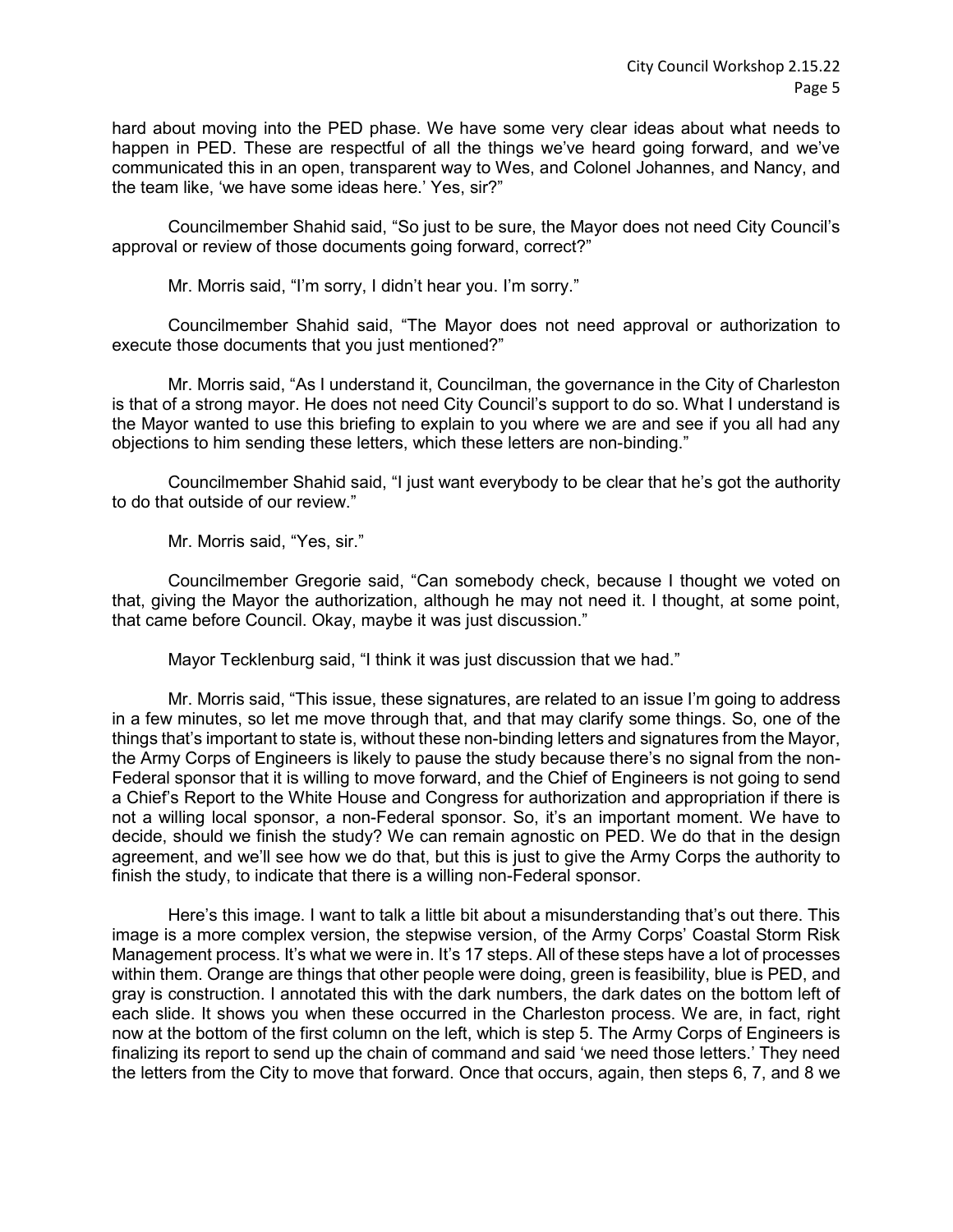hard about moving into the PED phase. We have some very clear ideas about what needs to happen in PED. These are respectful of all the things we've heard going forward, and we've communicated this in an open, transparent way to Wes, and Colonel Johannes, and Nancy, and the team like, 'we have some ideas here.' Yes, sir?"

Councilmember Shahid said, "So just to be sure, the Mayor does not need City Council's approval or review of those documents going forward, correct?"

Mr. Morris said, "I'm sorry, I didn't hear you. I'm sorry."

Councilmember Shahid said, "The Mayor does not need approval or authorization to execute those documents that you just mentioned?"

Mr. Morris said, "As I understand it, Councilman, the governance in the City of Charleston is that of a strong mayor. He does not need City Council's support to do so. What I understand is the Mayor wanted to use this briefing to explain to you where we are and see if you all had any objections to him sending these letters, which these letters are non-binding."

Councilmember Shahid said, "I just want everybody to be clear that he's got the authority to do that outside of our review."

Mr. Morris said, "Yes, sir."

Councilmember Gregorie said, "Can somebody check, because I thought we voted on that, giving the Mayor the authorization, although he may not need it. I thought, at some point, that came before Council. Okay, maybe it was just discussion."

Mayor Tecklenburg said, "I think it was just discussion that we had."

Mr. Morris said, "This issue, these signatures, are related to an issue I'm going to address in a few minutes, so let me move through that, and that may clarify some things. So, one of the things that's important to state is, without these non-binding letters and signatures from the Mayor, the Army Corps of Engineers is likely to pause the study because there's no signal from the non-Federal sponsor that it is willing to move forward, and the Chief of Engineers is not going to send a Chief's Report to the White House and Congress for authorization and appropriation if there is not a willing local sponsor, a non-Federal sponsor. So, it's an important moment. We have to decide, should we finish the study? We can remain agnostic on PED. We do that in the design agreement, and we'll see how we do that, but this is just to give the Army Corps the authority to finish the study, to indicate that there is a willing non-Federal sponsor.

Here's this image. I want to talk a little bit about a misunderstanding that's out there. This image is a more complex version, the stepwise version, of the Army Corps' Coastal Storm Risk Management process. It's what we were in. It's 17 steps. All of these steps have a lot of processes within them. Orange are things that other people were doing, green is feasibility, blue is PED, and gray is construction. I annotated this with the dark numbers, the dark dates on the bottom left of each slide. It shows you when these occurred in the Charleston process. We are, in fact, right now at the bottom of the first column on the left, which is step 5. The Army Corps of Engineers is finalizing its report to send up the chain of command and said 'we need those letters.' They need the letters from the City to move that forward. Once that occurs, again, then steps 6, 7, and 8 we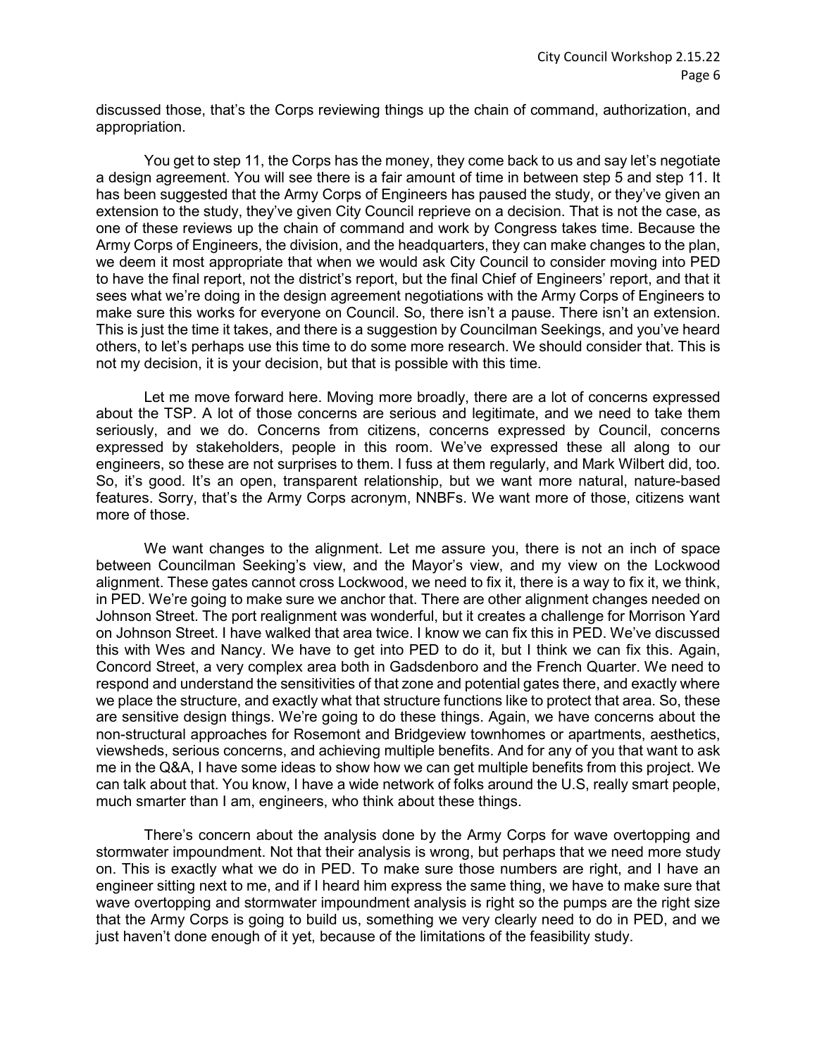discussed those, that's the Corps reviewing things up the chain of command, authorization, and appropriation.

You get to step 11, the Corps has the money, they come back to us and say let's negotiate a design agreement. You will see there is a fair amount of time in between step 5 and step 11. It has been suggested that the Army Corps of Engineers has paused the study, or they've given an extension to the study, they've given City Council reprieve on a decision. That is not the case, as one of these reviews up the chain of command and work by Congress takes time. Because the Army Corps of Engineers, the division, and the headquarters, they can make changes to the plan, we deem it most appropriate that when we would ask City Council to consider moving into PED to have the final report, not the district's report, but the final Chief of Engineers' report, and that it sees what we're doing in the design agreement negotiations with the Army Corps of Engineers to make sure this works for everyone on Council. So, there isn't a pause. There isn't an extension. This is just the time it takes, and there is a suggestion by Councilman Seekings, and you've heard others, to let's perhaps use this time to do some more research. We should consider that. This is not my decision, it is your decision, but that is possible with this time.

Let me move forward here. Moving more broadly, there are a lot of concerns expressed about the TSP. A lot of those concerns are serious and legitimate, and we need to take them seriously, and we do. Concerns from citizens, concerns expressed by Council, concerns expressed by stakeholders, people in this room. We've expressed these all along to our engineers, so these are not surprises to them. I fuss at them regularly, and Mark Wilbert did, too. So, it's good. It's an open, transparent relationship, but we want more natural, nature-based features. Sorry, that's the Army Corps acronym, NNBFs. We want more of those, citizens want more of those.

We want changes to the alignment. Let me assure you, there is not an inch of space between Councilman Seeking's view, and the Mayor's view, and my view on the Lockwood alignment. These gates cannot cross Lockwood, we need to fix it, there is a way to fix it, we think, in PED. We're going to make sure we anchor that. There are other alignment changes needed on Johnson Street. The port realignment was wonderful, but it creates a challenge for Morrison Yard on Johnson Street. I have walked that area twice. I know we can fix this in PED. We've discussed this with Wes and Nancy. We have to get into PED to do it, but I think we can fix this. Again, Concord Street, a very complex area both in Gadsdenboro and the French Quarter. We need to respond and understand the sensitivities of that zone and potential gates there, and exactly where we place the structure, and exactly what that structure functions like to protect that area. So, these are sensitive design things. We're going to do these things. Again, we have concerns about the non-structural approaches for Rosemont and Bridgeview townhomes or apartments, aesthetics, viewsheds, serious concerns, and achieving multiple benefits. And for any of you that want to ask me in the Q&A, I have some ideas to show how we can get multiple benefits from this project. We can talk about that. You know, I have a wide network of folks around the U.S, really smart people, much smarter than I am, engineers, who think about these things.

There's concern about the analysis done by the Army Corps for wave overtopping and stormwater impoundment. Not that their analysis is wrong, but perhaps that we need more study on. This is exactly what we do in PED. To make sure those numbers are right, and I have an engineer sitting next to me, and if I heard him express the same thing, we have to make sure that wave overtopping and stormwater impoundment analysis is right so the pumps are the right size that the Army Corps is going to build us, something we very clearly need to do in PED, and we just haven't done enough of it yet, because of the limitations of the feasibility study.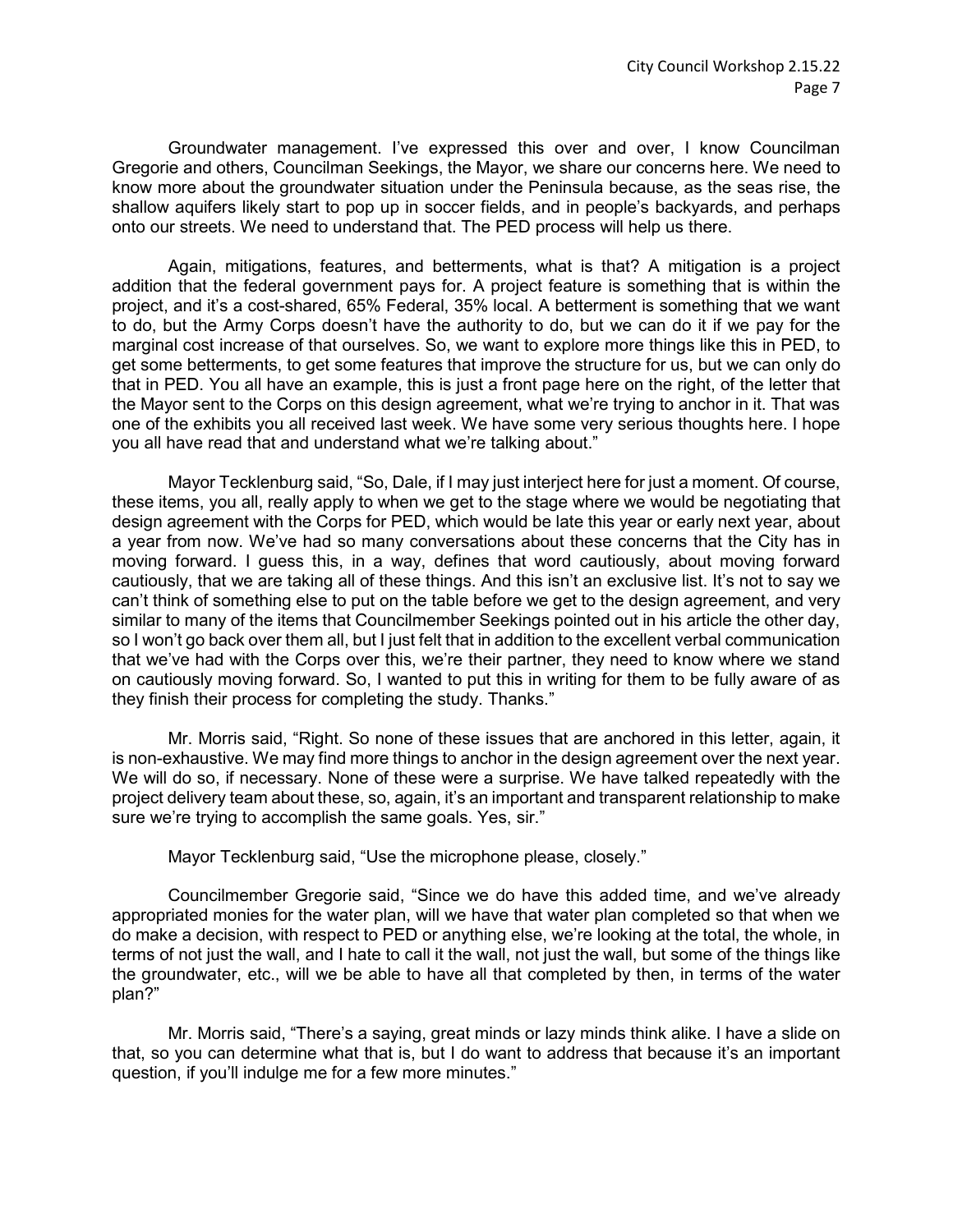Groundwater management. I've expressed this over and over, I know Councilman Gregorie and others, Councilman Seekings, the Mayor, we share our concerns here. We need to know more about the groundwater situation under the Peninsula because, as the seas rise, the shallow aquifers likely start to pop up in soccer fields, and in people's backyards, and perhaps onto our streets. We need to understand that. The PED process will help us there.

Again, mitigations, features, and betterments, what is that? A mitigation is a project addition that the federal government pays for. A project feature is something that is within the project, and it's a cost-shared, 65% Federal, 35% local. A betterment is something that we want to do, but the Army Corps doesn't have the authority to do, but we can do it if we pay for the marginal cost increase of that ourselves. So, we want to explore more things like this in PED, to get some betterments, to get some features that improve the structure for us, but we can only do that in PED. You all have an example, this is just a front page here on the right, of the letter that the Mayor sent to the Corps on this design agreement, what we're trying to anchor in it. That was one of the exhibits you all received last week. We have some very serious thoughts here. I hope you all have read that and understand what we're talking about."

Mayor Tecklenburg said, "So, Dale, if I may just interject here for just a moment. Of course, these items, you all, really apply to when we get to the stage where we would be negotiating that design agreement with the Corps for PED, which would be late this year or early next year, about a year from now. We've had so many conversations about these concerns that the City has in moving forward. I guess this, in a way, defines that word cautiously, about moving forward cautiously, that we are taking all of these things. And this isn't an exclusive list. It's not to say we can't think of something else to put on the table before we get to the design agreement, and very similar to many of the items that Councilmember Seekings pointed out in his article the other day, so I won't go back over them all, but I just felt that in addition to the excellent verbal communication that we've had with the Corps over this, we're their partner, they need to know where we stand on cautiously moving forward. So, I wanted to put this in writing for them to be fully aware of as they finish their process for completing the study. Thanks."

Mr. Morris said, "Right. So none of these issues that are anchored in this letter, again, it is non-exhaustive. We may find more things to anchor in the design agreement over the next year. We will do so, if necessary. None of these were a surprise. We have talked repeatedly with the project delivery team about these, so, again, it's an important and transparent relationship to make sure we're trying to accomplish the same goals. Yes, sir."

Mayor Tecklenburg said, "Use the microphone please, closely."

Councilmember Gregorie said, "Since we do have this added time, and we've already appropriated monies for the water plan, will we have that water plan completed so that when we do make a decision, with respect to PED or anything else, we're looking at the total, the whole, in terms of not just the wall, and I hate to call it the wall, not just the wall, but some of the things like the groundwater, etc., will we be able to have all that completed by then, in terms of the water plan?"

Mr. Morris said, "There's a saying, great minds or lazy minds think alike. I have a slide on that, so you can determine what that is, but I do want to address that because it's an important question, if you'll indulge me for a few more minutes."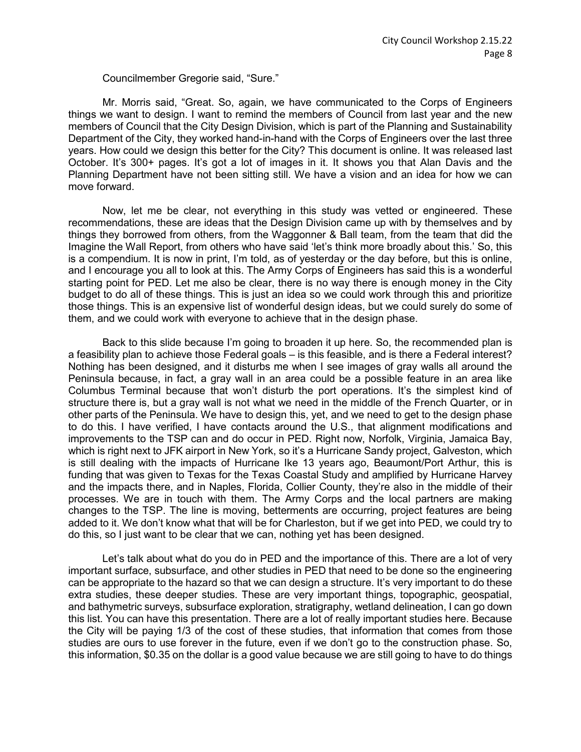Councilmember Gregorie said, "Sure."

Mr. Morris said, "Great. So, again, we have communicated to the Corps of Engineers things we want to design. I want to remind the members of Council from last year and the new members of Council that the City Design Division, which is part of the Planning and Sustainability Department of the City, they worked hand-in-hand with the Corps of Engineers over the last three years. How could we design this better for the City? This document is online. It was released last October. It's 300+ pages. It's got a lot of images in it. It shows you that Alan Davis and the Planning Department have not been sitting still. We have a vision and an idea for how we can move forward.

Now, let me be clear, not everything in this study was vetted or engineered. These recommendations, these are ideas that the Design Division came up with by themselves and by things they borrowed from others, from the Waggonner & Ball team, from the team that did the Imagine the Wall Report, from others who have said 'let's think more broadly about this.' So, this is a compendium. It is now in print, I'm told, as of yesterday or the day before, but this is online, and I encourage you all to look at this. The Army Corps of Engineers has said this is a wonderful starting point for PED. Let me also be clear, there is no way there is enough money in the City budget to do all of these things. This is just an idea so we could work through this and prioritize those things. This is an expensive list of wonderful design ideas, but we could surely do some of them, and we could work with everyone to achieve that in the design phase.

Back to this slide because I'm going to broaden it up here. So, the recommended plan is a feasibility plan to achieve those Federal goals – is this feasible, and is there a Federal interest? Nothing has been designed, and it disturbs me when I see images of gray walls all around the Peninsula because, in fact, a gray wall in an area could be a possible feature in an area like Columbus Terminal because that won't disturb the port operations. It's the simplest kind of structure there is, but a gray wall is not what we need in the middle of the French Quarter, or in other parts of the Peninsula. We have to design this, yet, and we need to get to the design phase to do this. I have verified, I have contacts around the U.S., that alignment modifications and improvements to the TSP can and do occur in PED. Right now, Norfolk, Virginia, Jamaica Bay, which is right next to JFK airport in New York, so it's a Hurricane Sandy project, Galveston, which is still dealing with the impacts of Hurricane Ike 13 years ago, Beaumont/Port Arthur, this is funding that was given to Texas for the Texas Coastal Study and amplified by Hurricane Harvey and the impacts there, and in Naples, Florida, Collier County, they're also in the middle of their processes. We are in touch with them. The Army Corps and the local partners are making changes to the TSP. The line is moving, betterments are occurring, project features are being added to it. We don't know what that will be for Charleston, but if we get into PED, we could try to do this, so I just want to be clear that we can, nothing yet has been designed.

Let's talk about what do you do in PED and the importance of this. There are a lot of very important surface, subsurface, and other studies in PED that need to be done so the engineering can be appropriate to the hazard so that we can design a structure. It's very important to do these extra studies, these deeper studies. These are very important things, topographic, geospatial, and bathymetric surveys, subsurface exploration, stratigraphy, wetland delineation, I can go down this list. You can have this presentation. There are a lot of really important studies here. Because the City will be paying 1/3 of the cost of these studies, that information that comes from those studies are ours to use forever in the future, even if we don't go to the construction phase. So, this information, $0.35 on the dollar is a good value because we are still going to have to do things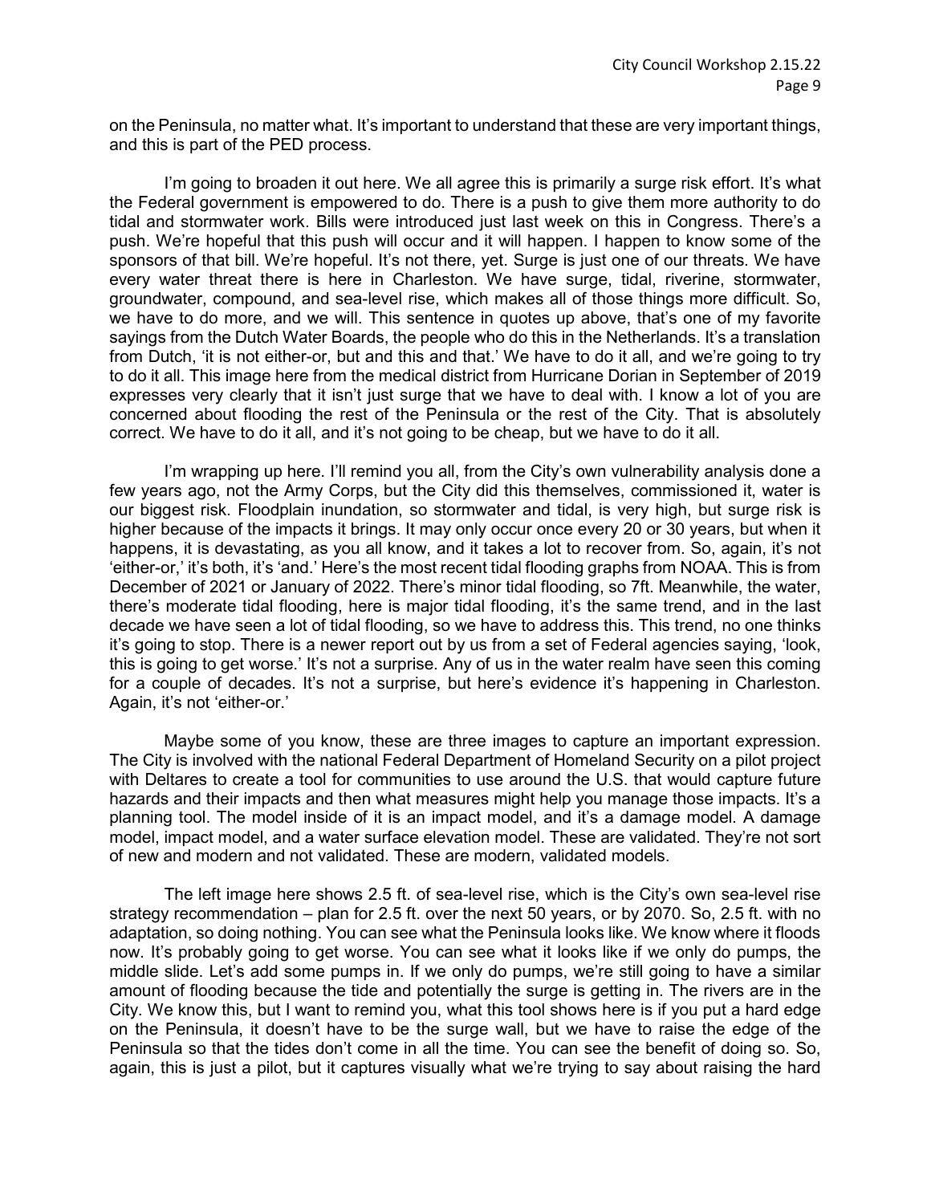on the Peninsula, no matter what. It's important to understand that these are very important things, and this is part of the PED process.

I'm going to broaden it out here. We all agree this is primarily a surge risk effort. It's what the Federal government is empowered to do. There is a push to give them more authority to do tidal and stormwater work. Bills were introduced just last week on this in Congress. There's a push. We're hopeful that this push will occur and it will happen. I happen to know some of the sponsors of that bill. We're hopeful. It's not there, yet. Surge is just one of our threats. We have every water threat there is here in Charleston. We have surge, tidal, riverine, stormwater, groundwater, compound, and sea-level rise, which makes all of those things more difficult. So, we have to do more, and we will. This sentence in quotes up above, that's one of my favorite sayings from the Dutch Water Boards, the people who do this in the Netherlands. It's a translation from Dutch, 'it is not either-or, but and this and that.' We have to do it all, and we're going to try to do it all. This image here from the medical district from Hurricane Dorian in September of 2019 expresses very clearly that it isn't just surge that we have to deal with. I know a lot of you are concerned about flooding the rest of the Peninsula or the rest of the City. That is absolutely correct. We have to do it all, and it's not going to be cheap, but we have to do it all.

I'm wrapping up here. I'll remind you all, from the City's own vulnerability analysis done a few years ago, not the Army Corps, but the City did this themselves, commissioned it, water is our biggest risk. Floodplain inundation, so stormwater and tidal, is very high, but surge risk is higher because of the impacts it brings. It may only occur once every 20 or 30 years, but when it happens, it is devastating, as you all know, and it takes a lot to recover from. So, again, it's not 'either-or,' it's both, it's 'and.' Here's the most recent tidal flooding graphs from NOAA. This is from December of 2021 or January of 2022. There's minor tidal flooding, so 7ft. Meanwhile, the water, there's moderate tidal flooding, here is major tidal flooding, it's the same trend, and in the last decade we have seen a lot of tidal flooding, so we have to address this. This trend, no one thinks it's going to stop. There is a newer report out by us from a set of Federal agencies saying, 'look, this is going to get worse.' It's not a surprise. Any of us in the water realm have seen this coming for a couple of decades. It's not a surprise, but here's evidence it's happening in Charleston. Again, it's not 'either-or.'

Maybe some of you know, these are three images to capture an important expression. The City is involved with the national Federal Department of Homeland Security on a pilot project with Deltares to create a tool for communities to use around the U.S. that would capture future hazards and their impacts and then what measures might help you manage those impacts. It's a planning tool. The model inside of it is an impact model, and it's a damage model. A damage model, impact model, and a water surface elevation model. These are validated. They're not sort of new and modern and not validated. These are modern, validated models.

The left image here shows 2.5 ft. of sea-level rise, which is the City's own sea-level rise strategy recommendation – plan for 2.5 ft. over the next 50 years, or by 2070. So, 2.5 ft. with no adaptation, so doing nothing. You can see what the Peninsula looks like. We know where it floods now. It's probably going to get worse. You can see what it looks like if we only do pumps, the middle slide. Let's add some pumps in. If we only do pumps, we're still going to have a similar amount of flooding because the tide and potentially the surge is getting in. The rivers are in the City. We know this, but I want to remind you, what this tool shows here is if you put a hard edge on the Peninsula, it doesn't have to be the surge wall, but we have to raise the edge of the Peninsula so that the tides don't come in all the time. You can see the benefit of doing so. So, again, this is just a pilot, but it captures visually what we're trying to say about raising the hard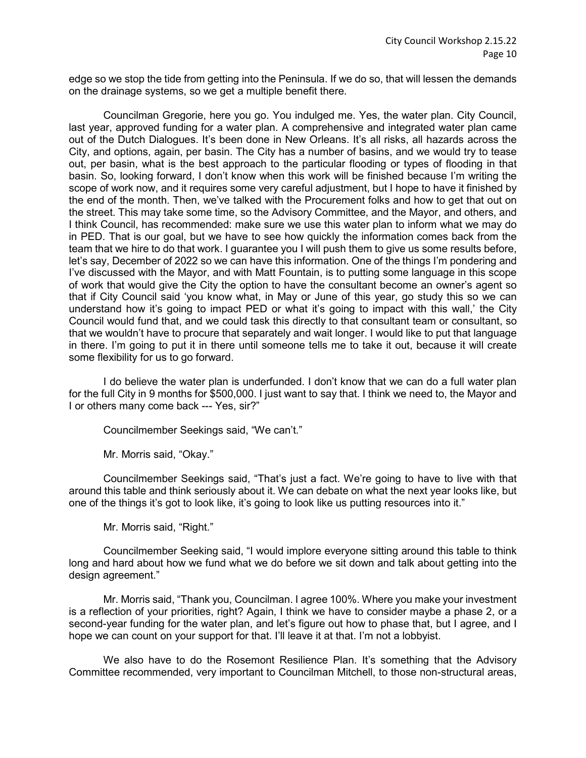edge so we stop the tide from getting into the Peninsula. If we do so, that will lessen the demands on the drainage systems, so we get a multiple benefit there.

Councilman Gregorie, here you go. You indulged me. Yes, the water plan. City Council, last year, approved funding for a water plan. A comprehensive and integrated water plan came out of the Dutch Dialogues. It's been done in New Orleans. It's all risks, all hazards across the City, and options, again, per basin. The City has a number of basins, and we would try to tease out, per basin, what is the best approach to the particular flooding or types of flooding in that basin. So, looking forward, I don't know when this work will be finished because I'm writing the scope of work now, and it requires some very careful adjustment, but I hope to have it finished by the end of the month. Then, we've talked with the Procurement folks and how to get that out on the street. This may take some time, so the Advisory Committee, and the Mayor, and others, and I think Council, has recommended: make sure we use this water plan to inform what we may do in PED. That is our goal, but we have to see how quickly the information comes back from the team that we hire to do that work. I guarantee you I will push them to give us some results before, let's say, December of 2022 so we can have this information. One of the things I'm pondering and I've discussed with the Mayor, and with Matt Fountain, is to putting some language in this scope of work that would give the City the option to have the consultant become an owner's agent so that if City Council said 'you know what, in May or June of this year, go study this so we can understand how it's going to impact PED or what it's going to impact with this wall,' the City Council would fund that, and we could task this directly to that consultant team or consultant, so that we wouldn't have to procure that separately and wait longer. I would like to put that language in there. I'm going to put it in there until someone tells me to take it out, because it will create some flexibility for us to go forward.

I do believe the water plan is underfunded. I don't know that we can do a full water plan for the full City in 9 months for $500,000. I just want to say that. I think we need to, the Mayor and I or others many come back --- Yes, sir?"

Councilmember Seekings said, "We can't."

Mr. Morris said, "Okay."

Councilmember Seekings said, "That's just a fact. We're going to have to live with that around this table and think seriously about it. We can debate on what the next year looks like, but one of the things it's got to look like, it's going to look like us putting resources into it."

Mr. Morris said, "Right."

Councilmember Seeking said, "I would implore everyone sitting around this table to think long and hard about how we fund what we do before we sit down and talk about getting into the design agreement."

Mr. Morris said, "Thank you, Councilman. I agree 100%. Where you make your investment is a reflection of your priorities, right? Again, I think we have to consider maybe a phase 2, or a second-year funding for the water plan, and let's figure out how to phase that, but I agree, and I hope we can count on your support for that. I'll leave it at that. I'm not a lobbyist.

We also have to do the Rosemont Resilience Plan. It's something that the Advisory Committee recommended, very important to Councilman Mitchell, to those non-structural areas,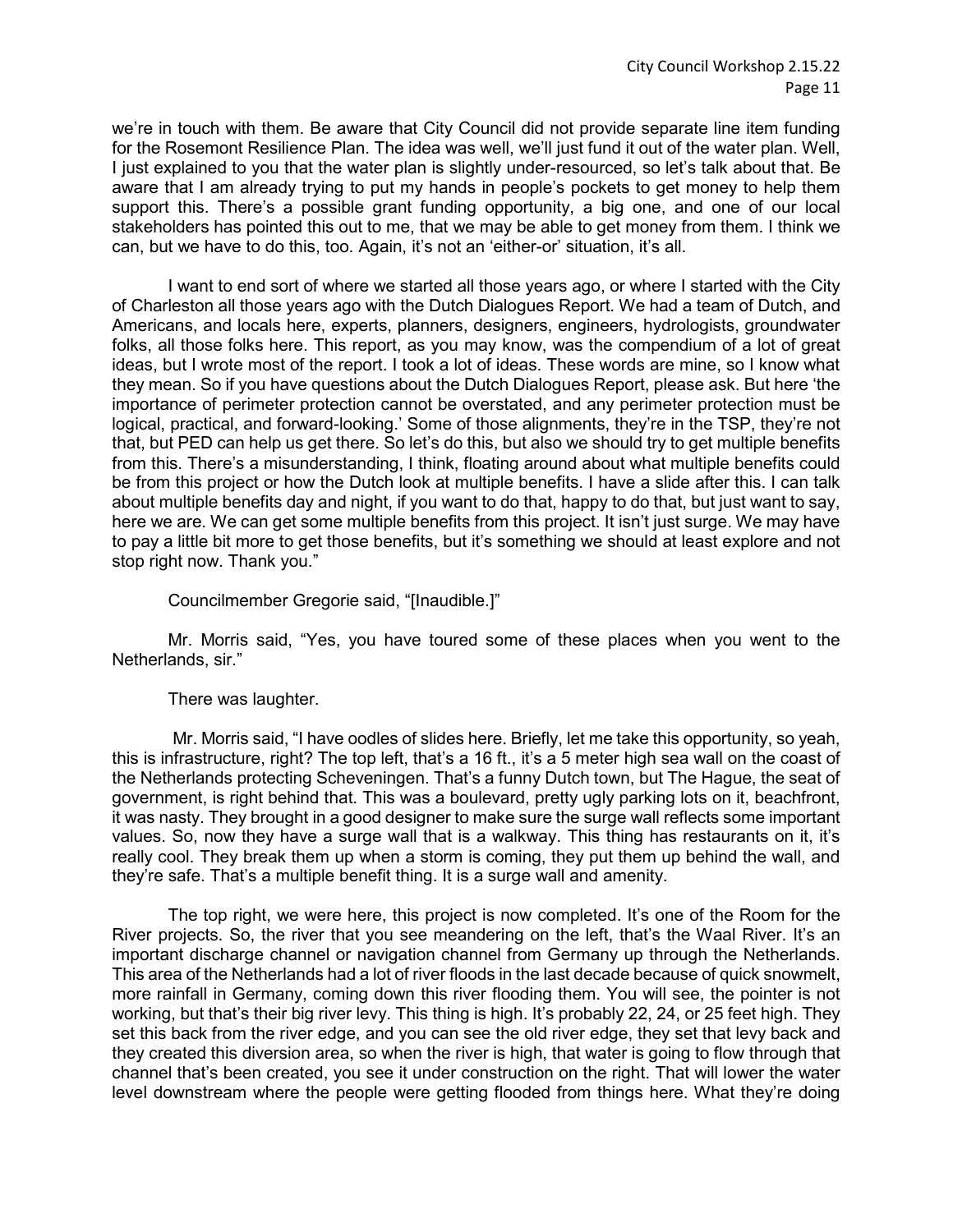we're in touch with them. Be aware that City Council did not provide separate line item funding for the Rosemont Resilience Plan. The idea was well, we'll just fund it out of the water plan. Well, I just explained to you that the water plan is slightly under-resourced, so let's talk about that. Be aware that I am already trying to put my hands in people's pockets to get money to help them support this. There's a possible grant funding opportunity, a big one, and one of our local stakeholders has pointed this out to me, that we may be able to get money from them. I think we can, but we have to do this, too. Again, it's not an 'either-or' situation, it's all.

I want to end sort of where we started all those years ago, or where I started with the City of Charleston all those years ago with the Dutch Dialogues Report. We had a team of Dutch, and Americans, and locals here, experts, planners, designers, engineers, hydrologists, groundwater folks, all those folks here. This report, as you may know, was the compendium of a lot of great ideas, but I wrote most of the report. I took a lot of ideas. These words are mine, so I know what they mean. So if you have questions about the Dutch Dialogues Report, please ask. But here 'the importance of perimeter protection cannot be overstated, and any perimeter protection must be logical, practical, and forward-looking.' Some of those alignments, they're in the TSP, they're not that, but PED can help us get there. So let's do this, but also we should try to get multiple benefits from this. There's a misunderstanding, I think, floating around about what multiple benefits could be from this project or how the Dutch look at multiple benefits. I have a slide after this. I can talk about multiple benefits day and night, if you want to do that, happy to do that, but just want to say, here we are. We can get some multiple benefits from this project. It isn't just surge. We may have to pay a little bit more to get those benefits, but it's something we should at least explore and not stop right now. Thank you."

Councilmember Gregorie said, "[Inaudible.]"

Mr. Morris said, "Yes, you have toured some of these places when you went to the Netherlands, sir."

There was laughter.

Mr. Morris said, "I have oodles of slides here. Briefly, let me take this opportunity, so yeah, this is infrastructure, right? The top left, that's a 16 ft., it's a 5 meter high sea wall on the coast of the Netherlands protecting Scheveningen. That's a funny Dutch town, but The Hague, the seat of government, is right behind that. This was a boulevard, pretty ugly parking lots on it, beachfront, it was nasty. They brought in a good designer to make sure the surge wall reflects some important values. So, now they have a surge wall that is a walkway. This thing has restaurants on it, it's really cool. They break them up when a storm is coming, they put them up behind the wall, and they're safe. That's a multiple benefit thing. It is a surge wall and amenity.

The top right, we were here, this project is now completed. It's one of the Room for the River projects. So, the river that you see meandering on the left, that's the Waal River. It's an important discharge channel or navigation channel from Germany up through the Netherlands. This area of the Netherlands had a lot of river floods in the last decade because of quick snowmelt, more rainfall in Germany, coming down this river flooding them. You will see, the pointer is not working, but that's their big river levy. This thing is high. It's probably 22, 24, or 25 feet high. They set this back from the river edge, and you can see the old river edge, they set that levy back and they created this diversion area, so when the river is high, that water is going to flow through that channel that's been created, you see it under construction on the right. That will lower the water level downstream where the people were getting flooded from things here. What they're doing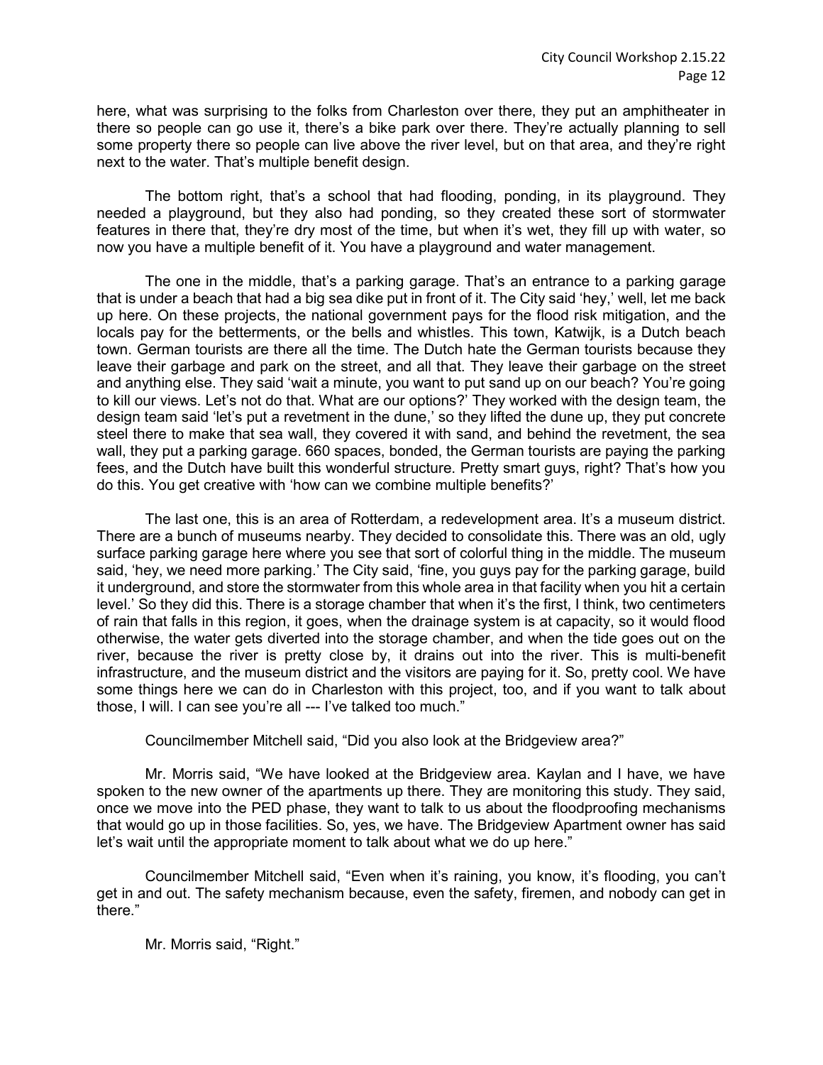here, what was surprising to the folks from Charleston over there, they put an amphitheater in there so people can go use it, there's a bike park over there. They're actually planning to sell some property there so people can live above the river level, but on that area, and they're right next to the water. That's multiple benefit design.

The bottom right, that's a school that had flooding, ponding, in its playground. They needed a playground, but they also had ponding, so they created these sort of stormwater features in there that, they're dry most of the time, but when it's wet, they fill up with water, so now you have a multiple benefit of it. You have a playground and water management.

The one in the middle, that's a parking garage. That's an entrance to a parking garage that is under a beach that had a big sea dike put in front of it. The City said 'hey,' well, let me back up here. On these projects, the national government pays for the flood risk mitigation, and the locals pay for the betterments, or the bells and whistles. This town, Katwijk, is a Dutch beach town. German tourists are there all the time. The Dutch hate the German tourists because they leave their garbage and park on the street, and all that. They leave their garbage on the street and anything else. They said 'wait a minute, you want to put sand up on our beach? You're going to kill our views. Let's not do that. What are our options?' They worked with the design team, the design team said 'let's put a revetment in the dune,' so they lifted the dune up, they put concrete steel there to make that sea wall, they covered it with sand, and behind the revetment, the sea wall, they put a parking garage. 660 spaces, bonded, the German tourists are paying the parking fees, and the Dutch have built this wonderful structure. Pretty smart guys, right? That's how you do this. You get creative with 'how can we combine multiple benefits?'

The last one, this is an area of Rotterdam, a redevelopment area. It's a museum district. There are a bunch of museums nearby. They decided to consolidate this. There was an old, ugly surface parking garage here where you see that sort of colorful thing in the middle. The museum said, 'hey, we need more parking.' The City said, 'fine, you guys pay for the parking garage, build it underground, and store the stormwater from this whole area in that facility when you hit a certain level.' So they did this. There is a storage chamber that when it's the first, I think, two centimeters of rain that falls in this region, it goes, when the drainage system is at capacity, so it would flood otherwise, the water gets diverted into the storage chamber, and when the tide goes out on the river, because the river is pretty close by, it drains out into the river. This is multi-benefit infrastructure, and the museum district and the visitors are paying for it. So, pretty cool. We have some things here we can do in Charleston with this project, too, and if you want to talk about those, I will. I can see you're all --- I've talked too much."

Councilmember Mitchell said, "Did you also look at the Bridgeview area?"

Mr. Morris said, "We have looked at the Bridgeview area. Kaylan and I have, we have spoken to the new owner of the apartments up there. They are monitoring this study. They said, once we move into the PED phase, they want to talk to us about the floodproofing mechanisms that would go up in those facilities. So, yes, we have. The Bridgeview Apartment owner has said let's wait until the appropriate moment to talk about what we do up here."

Councilmember Mitchell said, "Even when it's raining, you know, it's flooding, you can't get in and out. The safety mechanism because, even the safety, firemen, and nobody can get in there."

Mr. Morris said, "Right."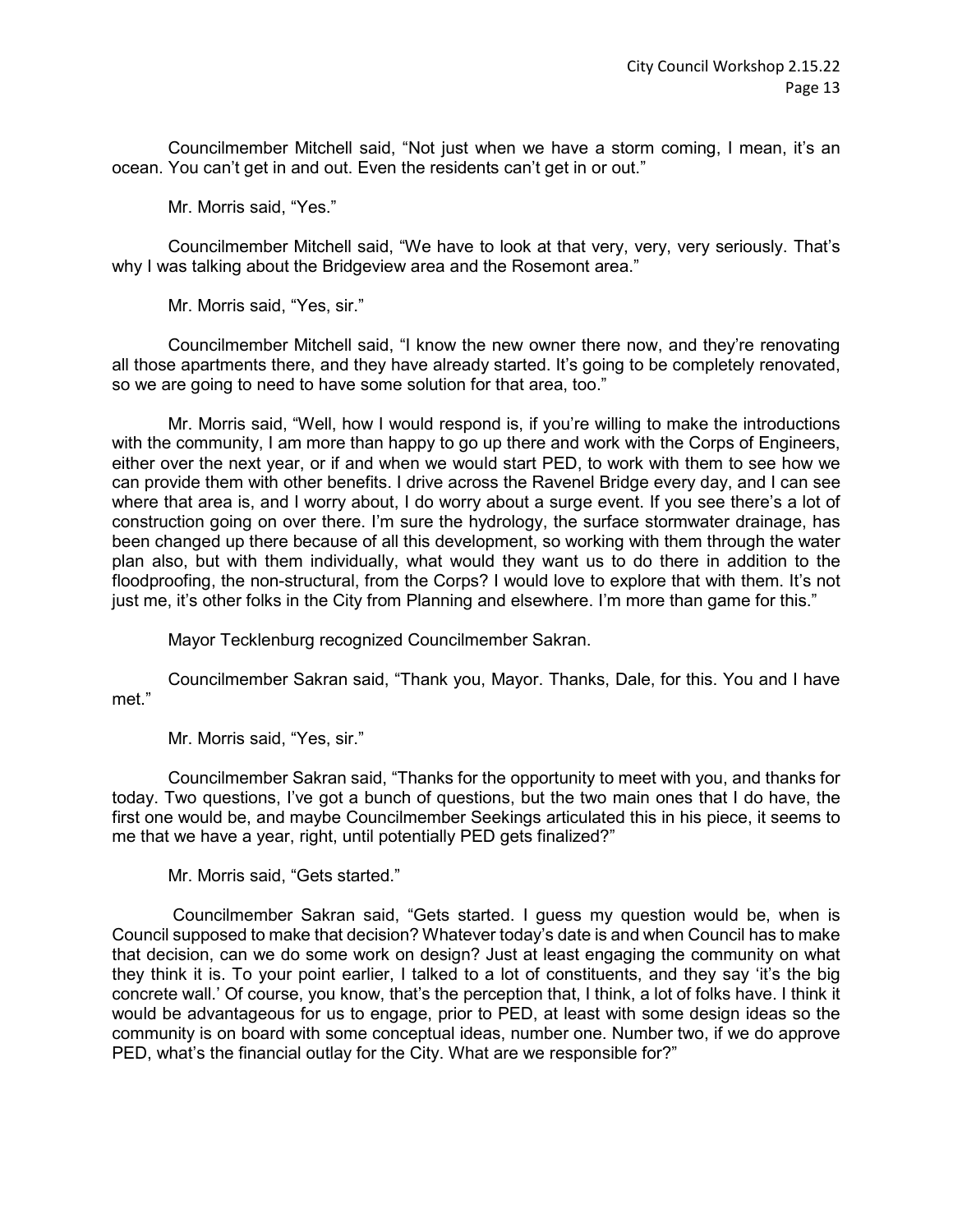Councilmember Mitchell said, "Not just when we have a storm coming, I mean, it's an ocean. You can't get in and out. Even the residents can't get in or out."

Mr. Morris said, "Yes."

Councilmember Mitchell said, "We have to look at that very, very, very seriously. That's why I was talking about the Bridgeview area and the Rosemont area."

Mr. Morris said, "Yes, sir."

Councilmember Mitchell said, "I know the new owner there now, and they're renovating all those apartments there, and they have already started. It's going to be completely renovated, so we are going to need to have some solution for that area, too."

Mr. Morris said, "Well, how I would respond is, if you're willing to make the introductions with the community, I am more than happy to go up there and work with the Corps of Engineers, either over the next year, or if and when we would start PED, to work with them to see how we can provide them with other benefits. I drive across the Ravenel Bridge every day, and I can see where that area is, and I worry about, I do worry about a surge event. If you see there's a lot of construction going on over there. I'm sure the hydrology, the surface stormwater drainage, has been changed up there because of all this development, so working with them through the water plan also, but with them individually, what would they want us to do there in addition to the floodproofing, the non-structural, from the Corps? I would love to explore that with them. It's not just me, it's other folks in the City from Planning and elsewhere. I'm more than game for this."

Mayor Tecklenburg recognized Councilmember Sakran.

Councilmember Sakran said, "Thank you, Mayor. Thanks, Dale, for this. You and I have met."

Mr. Morris said, "Yes, sir."

Councilmember Sakran said, "Thanks for the opportunity to meet with you, and thanks for today. Two questions, I've got a bunch of questions, but the two main ones that I do have, the first one would be, and maybe Councilmember Seekings articulated this in his piece, it seems to me that we have a year, right, until potentially PED gets finalized?"

Mr. Morris said, "Gets started."

Councilmember Sakran said, "Gets started. I guess my question would be, when is Council supposed to make that decision? Whatever today's date is and when Council has to make that decision, can we do some work on design? Just at least engaging the community on what they think it is. To your point earlier, I talked to a lot of constituents, and they say 'it's the big concrete wall.' Of course, you know, that's the perception that, I think, a lot of folks have. I think it would be advantageous for us to engage, prior to PED, at least with some design ideas so the community is on board with some conceptual ideas, number one. Number two, if we do approve PED, what's the financial outlay for the City. What are we responsible for?"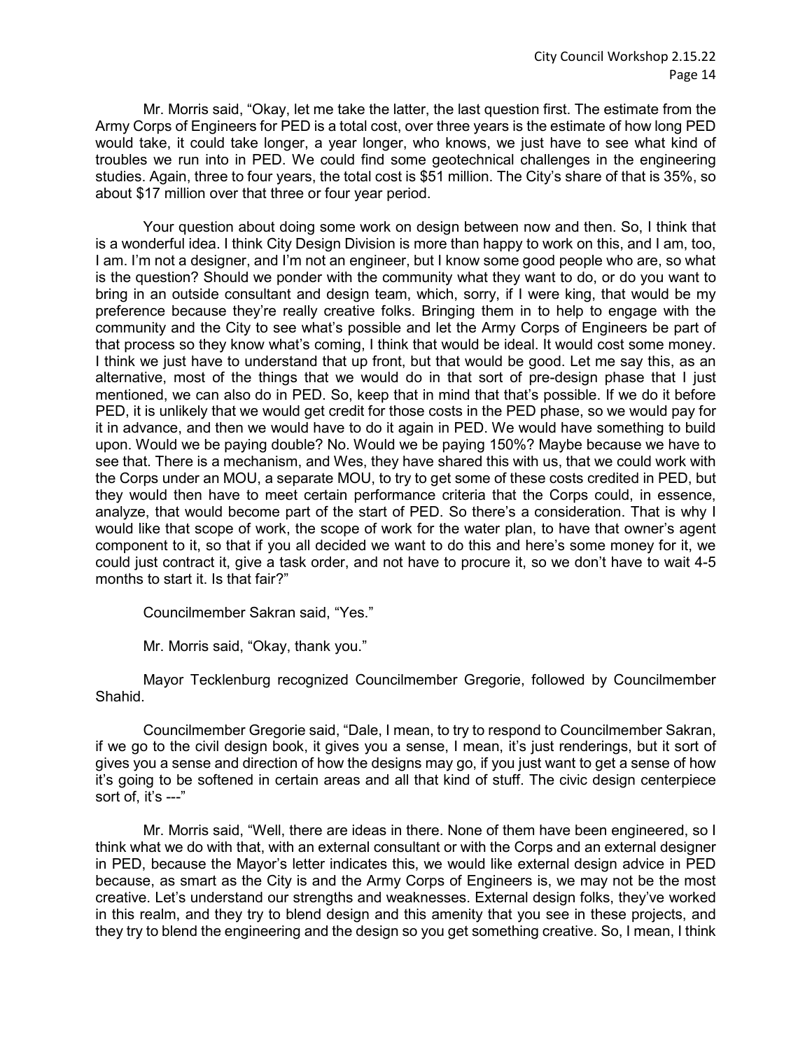Mr. Morris said, "Okay, let me take the latter, the last question first. The estimate from the Army Corps of Engineers for PED is a total cost, over three years is the estimate of how long PED would take, it could take longer, a year longer, who knows, we just have to see what kind of troubles we run into in PED. We could find some geotechnical challenges in the engineering studies. Again, three to four years, the total cost is $51 million. The City's share of that is 35%, so about $17 million over that three or four year period.

Your question about doing some work on design between now and then. So, I think that is a wonderful idea. I think City Design Division is more than happy to work on this, and I am, too, I am. I'm not a designer, and I'm not an engineer, but I know some good people who are, so what is the question? Should we ponder with the community what they want to do, or do you want to bring in an outside consultant and design team, which, sorry, if I were king, that would be my preference because they're really creative folks. Bringing them in to help to engage with the community and the City to see what's possible and let the Army Corps of Engineers be part of that process so they know what's coming, I think that would be ideal. It would cost some money. I think we just have to understand that up front, but that would be good. Let me say this, as an alternative, most of the things that we would do in that sort of pre-design phase that I just mentioned, we can also do in PED. So, keep that in mind that that's possible. If we do it before PED, it is unlikely that we would get credit for those costs in the PED phase, so we would pay for it in advance, and then we would have to do it again in PED. We would have something to build upon. Would we be paying double? No. Would we be paying 150%? Maybe because we have to see that. There is a mechanism, and Wes, they have shared this with us, that we could work with the Corps under an MOU, a separate MOU, to try to get some of these costs credited in PED, but they would then have to meet certain performance criteria that the Corps could, in essence, analyze, that would become part of the start of PED. So there's a consideration. That is why I would like that scope of work, the scope of work for the water plan, to have that owner's agent component to it, so that if you all decided we want to do this and here's some money for it, we could just contract it, give a task order, and not have to procure it, so we don't have to wait 4-5 months to start it. Is that fair?"

Councilmember Sakran said, "Yes."

Mr. Morris said, "Okay, thank you."

Mayor Tecklenburg recognized Councilmember Gregorie, followed by Councilmember Shahid.

Councilmember Gregorie said, "Dale, I mean, to try to respond to Councilmember Sakran, if we go to the civil design book, it gives you a sense, I mean, it's just renderings, but it sort of gives you a sense and direction of how the designs may go, if you just want to get a sense of how it's going to be softened in certain areas and all that kind of stuff. The civic design centerpiece sort of, it's ---"

Mr. Morris said, "Well, there are ideas in there. None of them have been engineered, so I think what we do with that, with an external consultant or with the Corps and an external designer in PED, because the Mayor's letter indicates this, we would like external design advice in PED because, as smart as the City is and the Army Corps of Engineers is, we may not be the most creative. Let's understand our strengths and weaknesses. External design folks, they've worked in this realm, and they try to blend design and this amenity that you see in these projects, and they try to blend the engineering and the design so you get something creative. So, I mean, I think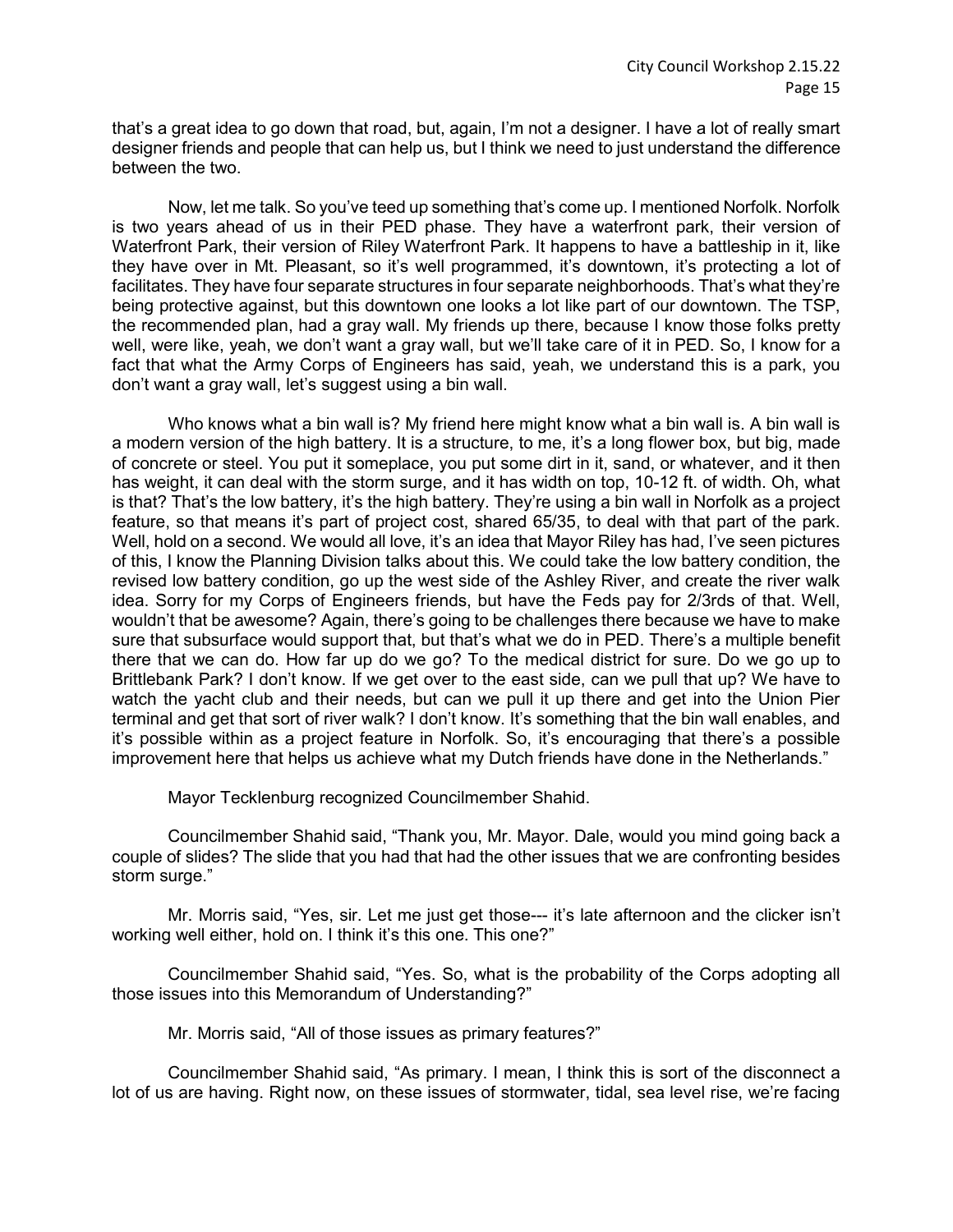that's a great idea to go down that road, but, again, I'm not a designer. I have a lot of really smart designer friends and people that can help us, but I think we need to just understand the difference between the two.

Now, let me talk. So you've teed up something that's come up. I mentioned Norfolk. Norfolk is two years ahead of us in their PED phase. They have a waterfront park, their version of Waterfront Park, their version of Riley Waterfront Park. It happens to have a battleship in it, like they have over in Mt. Pleasant, so it's well programmed, it's downtown, it's protecting a lot of facilitates. They have four separate structures in four separate neighborhoods. That's what they're being protective against, but this downtown one looks a lot like part of our downtown. The TSP, the recommended plan, had a gray wall. My friends up there, because I know those folks pretty well, were like, yeah, we don't want a gray wall, but we'll take care of it in PED. So, I know for a fact that what the Army Corps of Engineers has said, yeah, we understand this is a park, you don't want a gray wall, let's suggest using a bin wall.

Who knows what a bin wall is? My friend here might know what a bin wall is. A bin wall is a modern version of the high battery. It is a structure, to me, it's a long flower box, but big, made of concrete or steel. You put it someplace, you put some dirt in it, sand, or whatever, and it then has weight, it can deal with the storm surge, and it has width on top, 10-12 ft. of width. Oh, what is that? That's the low battery, it's the high battery. They're using a bin wall in Norfolk as a project feature, so that means it's part of project cost, shared 65/35, to deal with that part of the park. Well, hold on a second. We would all love, it's an idea that Mayor Riley has had, I've seen pictures of this, I know the Planning Division talks about this. We could take the low battery condition, the revised low battery condition, go up the west side of the Ashley River, and create the river walk idea. Sorry for my Corps of Engineers friends, but have the Feds pay for 2/3rds of that. Well, wouldn't that be awesome? Again, there's going to be challenges there because we have to make sure that subsurface would support that, but that's what we do in PED. There's a multiple benefit there that we can do. How far up do we go? To the medical district for sure. Do we go up to Brittlebank Park? I don't know. If we get over to the east side, can we pull that up? We have to watch the yacht club and their needs, but can we pull it up there and get into the Union Pier terminal and get that sort of river walk? I don't know. It's something that the bin wall enables, and it's possible within as a project feature in Norfolk. So, it's encouraging that there's a possible improvement here that helps us achieve what my Dutch friends have done in the Netherlands."

Mayor Tecklenburg recognized Councilmember Shahid.

Councilmember Shahid said, "Thank you, Mr. Mayor. Dale, would you mind going back a couple of slides? The slide that you had that had the other issues that we are confronting besides storm surge."

Mr. Morris said, "Yes, sir. Let me just get those--- it's late afternoon and the clicker isn't working well either, hold on. I think it's this one. This one?"

Councilmember Shahid said, "Yes. So, what is the probability of the Corps adopting all those issues into this Memorandum of Understanding?"

Mr. Morris said, "All of those issues as primary features?"

Councilmember Shahid said, "As primary. I mean, I think this is sort of the disconnect a lot of us are having. Right now, on these issues of stormwater, tidal, sea level rise, we're facing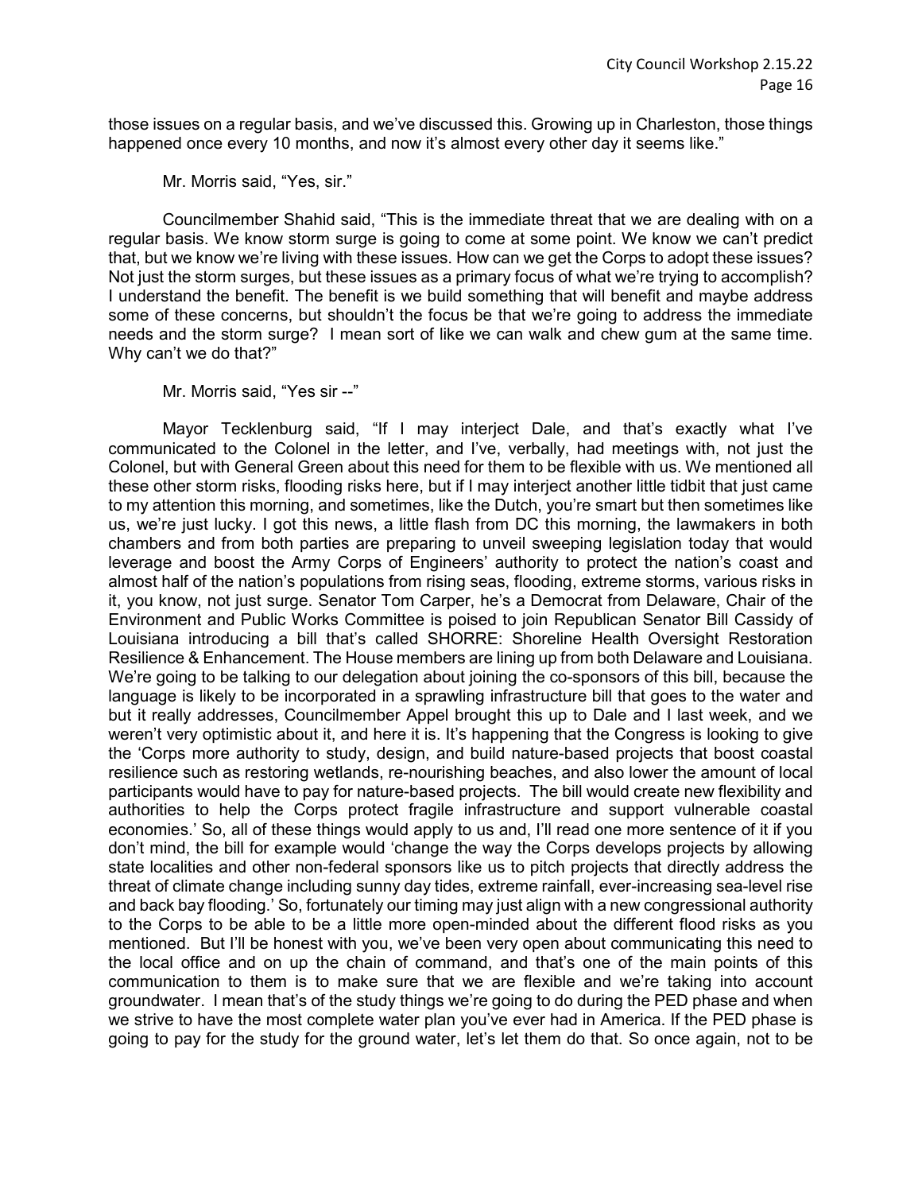those issues on a regular basis, and we've discussed this. Growing up in Charleston, those things happened once every 10 months, and now it's almost every other day it seems like."

Mr. Morris said, "Yes, sir."

Councilmember Shahid said, "This is the immediate threat that we are dealing with on a regular basis. We know storm surge is going to come at some point. We know we can't predict that, but we know we're living with these issues. How can we get the Corps to adopt these issues? Not just the storm surges, but these issues as a primary focus of what we're trying to accomplish? I understand the benefit. The benefit is we build something that will benefit and maybe address some of these concerns, but shouldn't the focus be that we're going to address the immediate needs and the storm surge? I mean sort of like we can walk and chew gum at the same time. Why can't we do that?"

Mr. Morris said, "Yes sir --"

Mayor Tecklenburg said, "If I may interject Dale, and that's exactly what I've communicated to the Colonel in the letter, and I've, verbally, had meetings with, not just the Colonel, but with General Green about this need for them to be flexible with us. We mentioned all these other storm risks, flooding risks here, but if I may interject another little tidbit that just came to my attention this morning, and sometimes, like the Dutch, you're smart but then sometimes like us, we're just lucky. I got this news, a little flash from DC this morning, the lawmakers in both chambers and from both parties are preparing to unveil sweeping legislation today that would leverage and boost the Army Corps of Engineers' authority to protect the nation's coast and almost half of the nation's populations from rising seas, flooding, extreme storms, various risks in it, you know, not just surge. Senator Tom Carper, he's a Democrat from Delaware, Chair of the Environment and Public Works Committee is poised to join Republican Senator Bill Cassidy of Louisiana introducing a bill that's called SHORRE: Shoreline Health Oversight Restoration Resilience & Enhancement. The House members are lining up from both Delaware and Louisiana. We're going to be talking to our delegation about joining the co-sponsors of this bill, because the language is likely to be incorporated in a sprawling infrastructure bill that goes to the water and but it really addresses, Councilmember Appel brought this up to Dale and I last week, and we weren't very optimistic about it, and here it is. It's happening that the Congress is looking to give the 'Corps more authority to study, design, and build nature-based projects that boost coastal resilience such as restoring wetlands, re-nourishing beaches, and also lower the amount of local participants would have to pay for nature-based projects. The bill would create new flexibility and authorities to help the Corps protect fragile infrastructure and support vulnerable coastal economies.' So, all of these things would apply to us and, I'll read one more sentence of it if you don't mind, the bill for example would 'change the way the Corps develops projects by allowing state localities and other non-federal sponsors like us to pitch projects that directly address the threat of climate change including sunny day tides, extreme rainfall, ever-increasing sea-level rise and back bay flooding.' So, fortunately our timing may just align with a new congressional authority to the Corps to be able to be a little more open-minded about the different flood risks as you mentioned. But I'll be honest with you, we've been very open about communicating this need to the local office and on up the chain of command, and that's one of the main points of this communication to them is to make sure that we are flexible and we're taking into account groundwater. I mean that's of the study things we're going to do during the PED phase and when we strive to have the most complete water plan you've ever had in America. If the PED phase is going to pay for the study for the ground water, let's let them do that. So once again, not to be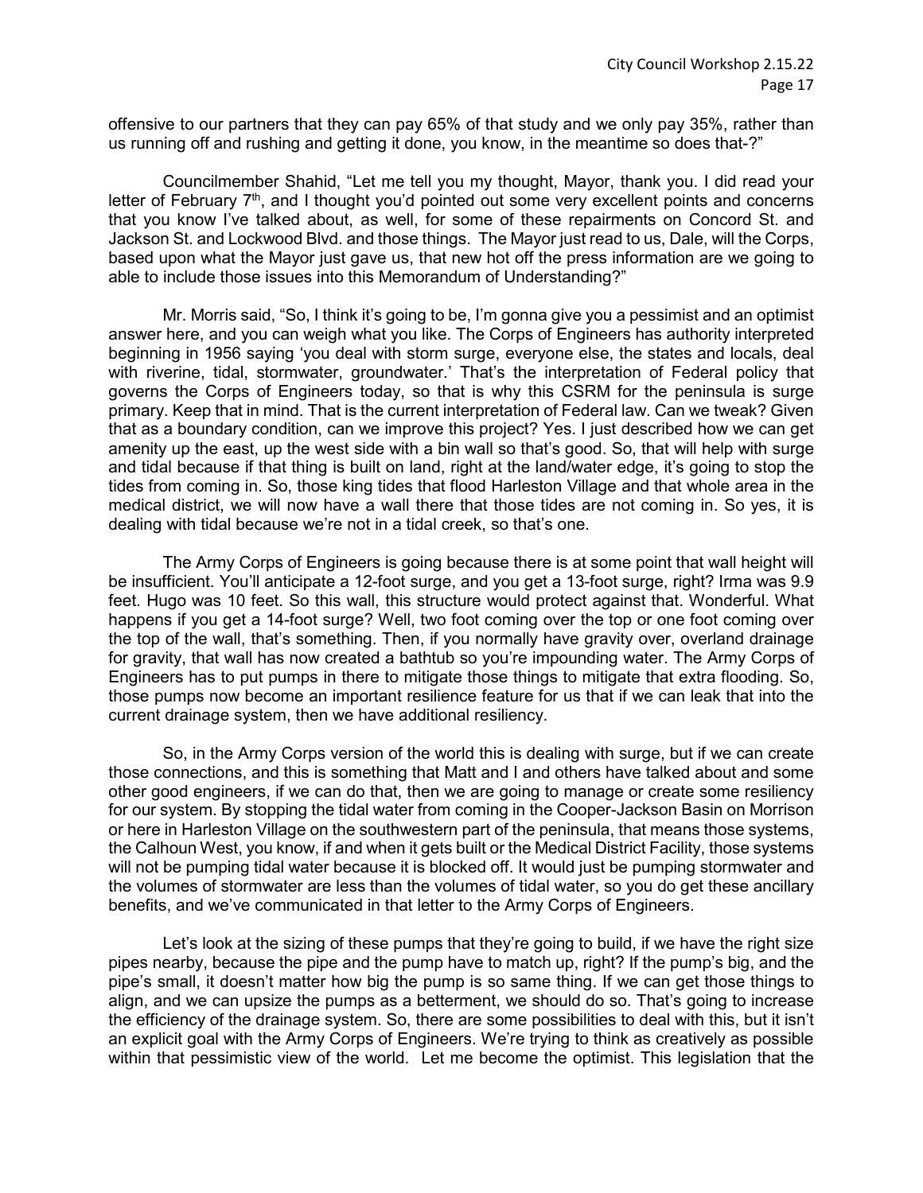offensive to our partners that they can pay 65% of that study and we only pay 35%, rather than us running off and rushing and getting it done, you know, in the meantime so does that-?"

Councilmember Shahid, "Let me tell you my thought, Mayor, thank you. I did read your letter of February 7th, and I thought you'd pointed out some very excellent points and concerns that you know I've talked about, as well, for some of these repairments on Concord St. and Jackson St. and Lockwood Blvd. and those things. The Mayor just read to us, Dale, will the Corps, based upon what the Mayor just gave us, that new hot off the press information are we going to able to include those issues into this Memorandum of Understanding?"

Mr. Morris said, "So, I think it's going to be, I'm gonna give you a pessimist and an optimist answer here, and you can weigh what you like. The Corps of Engineers has authority interpreted beginning in 1956 saying 'you deal with storm surge, everyone else, the states and locals, deal with riverine, tidal, stormwater, groundwater.' That's the interpretation of Federal policy that governs the Corps of Engineers today, so that is why this CSRM for the peninsula is surge primary. Keep that in mind. That is the current interpretation of Federal law. Can we tweak? Given that as a boundary condition, can we improve this project? Yes. I just described how we can get amenity up the east, up the west side with a bin wall so that's good. So, that will help with surge and tidal because if that thing is built on land, right at the land/water edge, it's going to stop the tides from coming in. So, those king tides that flood Harleston Village and that whole area in the medical district, we will now have a wall there that those tides are not coming in. So yes, it is dealing with tidal because we're not in a tidal creek, so that's one.

The Army Corps of Engineers is going because there is at some point that wall height will be insufficient. You'll anticipate a 12-foot surge, and you get a 13-foot surge, right? Irma was 9.9 feet. Hugo was 10 feet. So this wall, this structure would protect against that. Wonderful. What happens if you get a 14-foot surge? Well, two foot coming over the top or one foot coming over the top of the wall, that's something. Then, if you normally have gravity over, overland drainage for gravity, that wall has now created a bathtub so you're impounding water. The Army Corps of Engineers has to put pumps in there to mitigate those things to mitigate that extra flooding. So, those pumps now become an important resilience feature for us that if we can leak that into the current drainage system, then we have additional resiliency.

So, in the Army Corps version of the world this is dealing with surge, but if we can create those connections, and this is something that Matt and I and others have talked about and some other good engineers, if we can do that, then we are going to manage or create some resiliency for our system. By stopping the tidal water from coming in the Cooper-Jackson Basin on Morrison or here in Harleston Village on the southwestern part of the peninsula, that means those systems, the Calhoun West, you know, if and when it gets built or the Medical District Facility, those systems will not be pumping tidal water because it is blocked off. It would just be pumping stormwater and the volumes of stormwater are less than the volumes of tidal water, so you do get these ancillary benefits, and we've communicated in that letter to the Army Corps of Engineers.

Let's look at the sizing of these pumps that they're going to build, if we have the right size pipes nearby, because the pipe and the pump have to match up, right? If the pump's big, and the pipe's small, it doesn't matter how big the pump is so same thing. If we can get those things to align, and we can upsize the pumps as a betterment, we should do so. That's going to increase the efficiency of the drainage system. So, there are some possibilities to deal with this, but it isn't an explicit goal with the Army Corps of Engineers. We're trying to think as creatively as possible within that pessimistic view of the world. Let me become the optimist. This legislation that the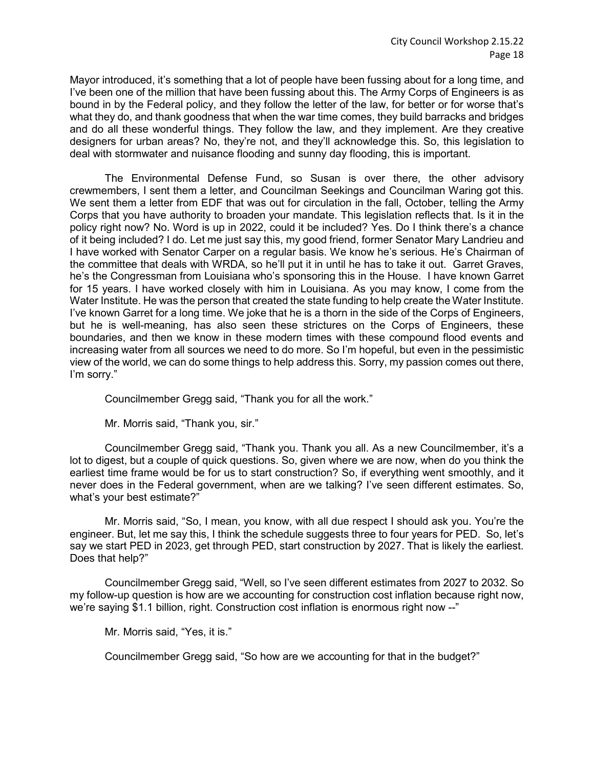Mayor introduced, it's something that a lot of people have been fussing about for a long time, and I've been one of the million that have been fussing about this. The Army Corps of Engineers is as bound in by the Federal policy, and they follow the letter of the law, for better or for worse that's what they do, and thank goodness that when the war time comes, they build barracks and bridges and do all these wonderful things. They follow the law, and they implement. Are they creative designers for urban areas? No, they're not, and they'll acknowledge this. So, this legislation to deal with stormwater and nuisance flooding and sunny day flooding, this is important.

The Environmental Defense Fund, so Susan is over there, the other advisory crewmembers, I sent them a letter, and Councilman Seekings and Councilman Waring got this. We sent them a letter from EDF that was out for circulation in the fall, October, telling the Army Corps that you have authority to broaden your mandate. This legislation reflects that. Is it in the policy right now? No. Word is up in 2022, could it be included? Yes. Do I think there's a chance of it being included? I do. Let me just say this, my good friend, former Senator Mary Landrieu and I have worked with Senator Carper on a regular basis. We know he's serious. He's Chairman of the committee that deals with WRDA, so he'll put it in until he has to take it out. Garret Graves, he's the Congressman from Louisiana who's sponsoring this in the House. I have known Garret for 15 years. I have worked closely with him in Louisiana. As you may know, I come from the Water Institute. He was the person that created the state funding to help create the Water Institute. I've known Garret for a long time. We joke that he is a thorn in the side of the Corps of Engineers, but he is well-meaning, has also seen these strictures on the Corps of Engineers, these boundaries, and then we know in these modern times with these compound flood events and increasing water from all sources we need to do more. So I'm hopeful, but even in the pessimistic view of the world, we can do some things to help address this. Sorry, my passion comes out there, I'm sorry."

Councilmember Gregg said, "Thank you for all the work."

Mr. Morris said, "Thank you, sir."

Councilmember Gregg said, "Thank you. Thank you all. As a new Councilmember, it's a lot to digest, but a couple of quick questions. So, given where we are now, when do you think the earliest time frame would be for us to start construction? So, if everything went smoothly, and it never does in the Federal government, when are we talking? I've seen different estimates. So, what's your best estimate?"

Mr. Morris said, "So, I mean, you know, with all due respect I should ask you. You're the engineer. But, let me say this, I think the schedule suggests three to four years for PED. So, let's say we start PED in 2023, get through PED, start construction by 2027. That is likely the earliest. Does that help?"

Councilmember Gregg said, "Well, so I've seen different estimates from 2027 to 2032. So my follow-up question is how are we accounting for construction cost inflation because right now, we're saying $1.1 billion, right. Construction cost inflation is enormous right now --"

Mr. Morris said, "Yes, it is."

Councilmember Gregg said, "So how are we accounting for that in the budget?"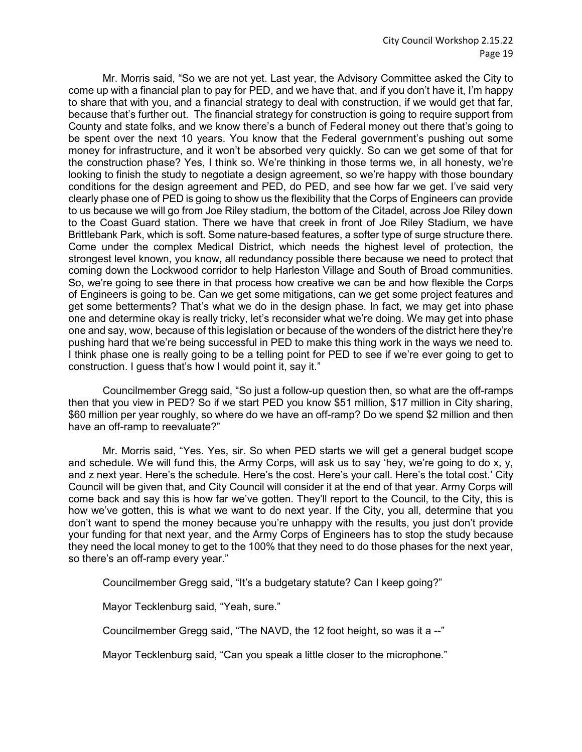Mr. Morris said, "So we are not yet. Last year, the Advisory Committee asked the City to come up with a financial plan to pay for PED, and we have that, and if you don't have it, I'm happy to share that with you, and a financial strategy to deal with construction, if we would get that far, because that's further out. The financial strategy for construction is going to require support from County and state folks, and we know there's a bunch of Federal money out there that's going to be spent over the next 10 years. You know that the Federal government's pushing out some money for infrastructure, and it won't be absorbed very quickly. So can we get some of that for the construction phase? Yes, I think so. We're thinking in those terms we, in all honesty, we're looking to finish the study to negotiate a design agreement, so we're happy with those boundary conditions for the design agreement and PED, do PED, and see how far we get. I've said very clearly phase one of PED is going to show us the flexibility that the Corps of Engineers can provide to us because we will go from Joe Riley stadium, the bottom of the Citadel, across Joe Riley down to the Coast Guard station. There we have that creek in front of Joe Riley Stadium, we have Brittlebank Park, which is soft. Some nature-based features, a softer type of surge structure there. Come under the complex Medical District, which needs the highest level of protection, the strongest level known, you know, all redundancy possible there because we need to protect that coming down the Lockwood corridor to help Harleston Village and South of Broad communities. So, we're going to see there in that process how creative we can be and how flexible the Corps of Engineers is going to be. Can we get some mitigations, can we get some project features and get some betterments? That's what we do in the design phase. In fact, we may get into phase one and determine okay is really tricky, let's reconsider what we're doing. We may get into phase one and say, wow, because of this legislation or because of the wonders of the district here they're pushing hard that we're being successful in PED to make this thing work in the ways we need to. I think phase one is really going to be a telling point for PED to see if we're ever going to get to construction. I guess that's how I would point it, say it."

Councilmember Gregg said, "So just a follow-up question then, so what are the off-ramps then that you view in PED? So if we start PED you know $51 million, $17 million in City sharing, $60 million per year roughly, so where do we have an off-ramp? Do we spend $2 million and then have an off-ramp to reevaluate?"

Mr. Morris said, "Yes. Yes, sir. So when PED starts we will get a general budget scope and schedule. We will fund this, the Army Corps, will ask us to say 'hey, we're going to do x, y, and z next year. Here's the schedule. Here's the cost. Here's your call. Here's the total cost.' City Council will be given that, and City Council will consider it at the end of that year. Army Corps will come back and say this is how far we've gotten. They'll report to the Council, to the City, this is how we've gotten, this is what we want to do next year. If the City, you all, determine that you don't want to spend the money because you're unhappy with the results, you just don't provide your funding for that next year, and the Army Corps of Engineers has to stop the study because they need the local money to get to the 100% that they need to do those phases for the next year, so there's an off-ramp every year."

Councilmember Gregg said, "It's a budgetary statute? Can I keep going?"

Mayor Tecklenburg said, "Yeah, sure."

Councilmember Gregg said, "The NAVD, the 12 foot height, so was it a --"

Mayor Tecklenburg said, "Can you speak a little closer to the microphone."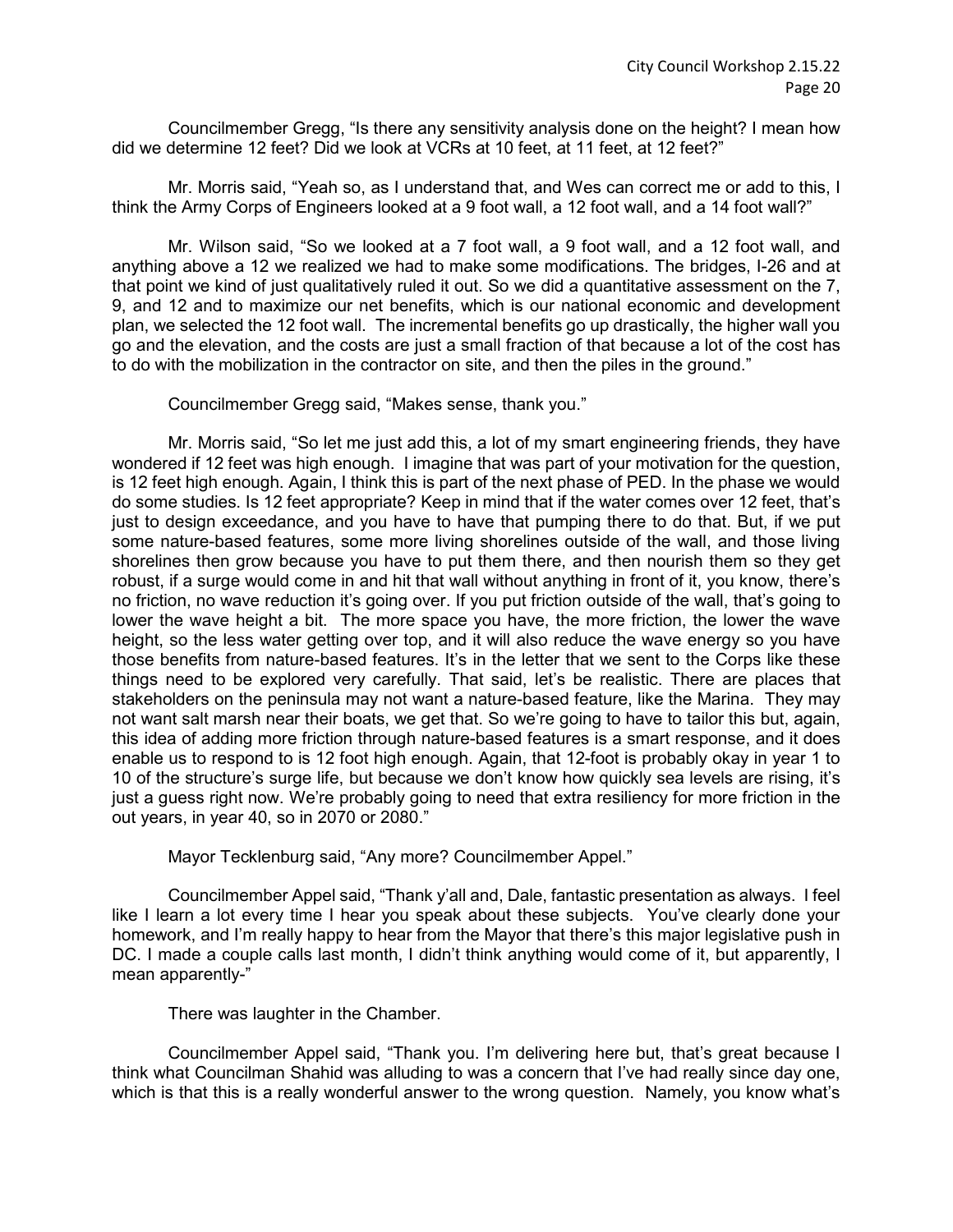Councilmember Gregg, "Is there any sensitivity analysis done on the height? I mean how did we determine 12 feet? Did we look at VCRs at 10 feet, at 11 feet, at 12 feet?"

Mr. Morris said, "Yeah so, as I understand that, and Wes can correct me or add to this, I think the Army Corps of Engineers looked at a 9 foot wall, a 12 foot wall, and a 14 foot wall?"

Mr. Wilson said, "So we looked at a 7 foot wall, a 9 foot wall, and a 12 foot wall, and anything above a 12 we realized we had to make some modifications. The bridges, I-26 and at that point we kind of just qualitatively ruled it out. So we did a quantitative assessment on the 7, 9, and 12 and to maximize our net benefits, which is our national economic and development plan, we selected the 12 foot wall. The incremental benefits go up drastically, the higher wall you go and the elevation, and the costs are just a small fraction of that because a lot of the cost has to do with the mobilization in the contractor on site, and then the piles in the ground."

Councilmember Gregg said, "Makes sense, thank you."

Mr. Morris said, "So let me just add this, a lot of my smart engineering friends, they have wondered if 12 feet was high enough. I imagine that was part of your motivation for the question, is 12 feet high enough. Again, I think this is part of the next phase of PED. In the phase we would do some studies. Is 12 feet appropriate? Keep in mind that if the water comes over 12 feet, that's just to design exceedance, and you have to have that pumping there to do that. But, if we put some nature-based features, some more living shorelines outside of the wall, and those living shorelines then grow because you have to put them there, and then nourish them so they get robust, if a surge would come in and hit that wall without anything in front of it, you know, there's no friction, no wave reduction it's going over. If you put friction outside of the wall, that's going to lower the wave height a bit. The more space you have, the more friction, the lower the wave height, so the less water getting over top, and it will also reduce the wave energy so you have those benefits from nature-based features. It's in the letter that we sent to the Corps like these things need to be explored very carefully. That said, let's be realistic. There are places that stakeholders on the peninsula may not want a nature-based feature, like the Marina. They may not want salt marsh near their boats, we get that. So we're going to have to tailor this but, again, this idea of adding more friction through nature-based features is a smart response, and it does enable us to respond to is 12 foot high enough. Again, that 12-foot is probably okay in year 1 to 10 of the structure's surge life, but because we don't know how quickly sea levels are rising, it's just a guess right now. We're probably going to need that extra resiliency for more friction in the out years, in year 40, so in 2070 or 2080."

Mayor Tecklenburg said, "Any more? Councilmember Appel."

Councilmember Appel said, "Thank y'all and, Dale, fantastic presentation as always. I feel like I learn a lot every time I hear you speak about these subjects. You've clearly done your homework, and I'm really happy to hear from the Mayor that there's this major legislative push in DC. I made a couple calls last month, I didn't think anything would come of it, but apparently, I mean apparently-"

There was laughter in the Chamber.

Councilmember Appel said, "Thank you. I'm delivering here but, that's great because I think what Councilman Shahid was alluding to was a concern that I've had really since day one, which is that this is a really wonderful answer to the wrong question. Namely, you know what's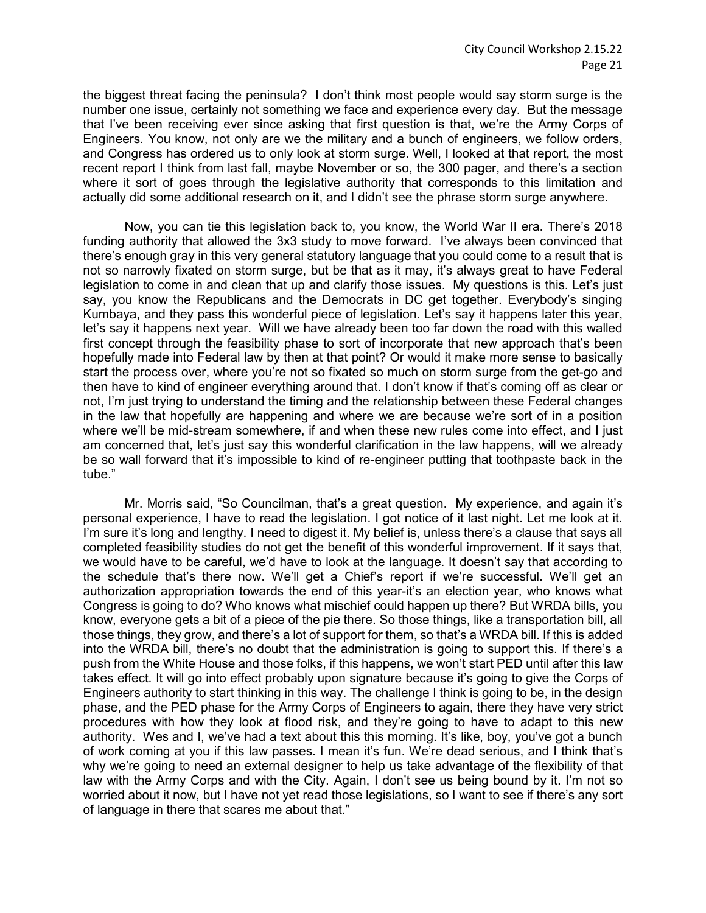the biggest threat facing the peninsula? I don't think most people would say storm surge is the number one issue, certainly not something we face and experience every day. But the message that I've been receiving ever since asking that first question is that, we're the Army Corps of Engineers. You know, not only are we the military and a bunch of engineers, we follow orders, and Congress has ordered us to only look at storm surge. Well, I looked at that report, the most recent report I think from last fall, maybe November or so, the 300 pager, and there's a section where it sort of goes through the legislative authority that corresponds to this limitation and actually did some additional research on it, and I didn't see the phrase storm surge anywhere.

Now, you can tie this legislation back to, you know, the World War II era. There's 2018 funding authority that allowed the 3x3 study to move forward. I've always been convinced that there's enough gray in this very general statutory language that you could come to a result that is not so narrowly fixated on storm surge, but be that as it may, it's always great to have Federal legislation to come in and clean that up and clarify those issues. My questions is this. Let's just say, you know the Republicans and the Democrats in DC get together. Everybody's singing Kumbaya, and they pass this wonderful piece of legislation. Let's say it happens later this year, let's say it happens next year. Will we have already been too far down the road with this walled first concept through the feasibility phase to sort of incorporate that new approach that's been hopefully made into Federal law by then at that point? Or would it make more sense to basically start the process over, where you're not so fixated so much on storm surge from the get-go and then have to kind of engineer everything around that. I don't know if that's coming off as clear or not, I'm just trying to understand the timing and the relationship between these Federal changes in the law that hopefully are happening and where we are because we're sort of in a position where we'll be mid-stream somewhere, if and when these new rules come into effect, and I just am concerned that, let's just say this wonderful clarification in the law happens, will we already be so wall forward that it's impossible to kind of re-engineer putting that toothpaste back in the tube."

Mr. Morris said, "So Councilman, that's a great question. My experience, and again it's personal experience, I have to read the legislation. I got notice of it last night. Let me look at it. I'm sure it's long and lengthy. I need to digest it. My belief is, unless there's a clause that says all completed feasibility studies do not get the benefit of this wonderful improvement. If it says that, we would have to be careful, we'd have to look at the language. It doesn't say that according to the schedule that's there now. We'll get a Chief's report if we're successful. We'll get an authorization appropriation towards the end of this year-it's an election year, who knows what Congress is going to do? Who knows what mischief could happen up there? But WRDA bills, you know, everyone gets a bit of a piece of the pie there. So those things, like a transportation bill, all those things, they grow, and there's a lot of support for them, so that's a WRDA bill. If this is added into the WRDA bill, there's no doubt that the administration is going to support this. If there's a push from the White House and those folks, if this happens, we won't start PED until after this law takes effect. It will go into effect probably upon signature because it's going to give the Corps of Engineers authority to start thinking in this way. The challenge I think is going to be, in the design phase, and the PED phase for the Army Corps of Engineers to again, there they have very strict procedures with how they look at flood risk, and they're going to have to adapt to this new authority. Wes and I, we've had a text about this this morning. It's like, boy, you've got a bunch of work coming at you if this law passes. I mean it's fun. We're dead serious, and I think that's why we're going to need an external designer to help us take advantage of the flexibility of that law with the Army Corps and with the City. Again, I don't see us being bound by it. I'm not so worried about it now, but I have not yet read those legislations, so I want to see if there's any sort of language in there that scares me about that."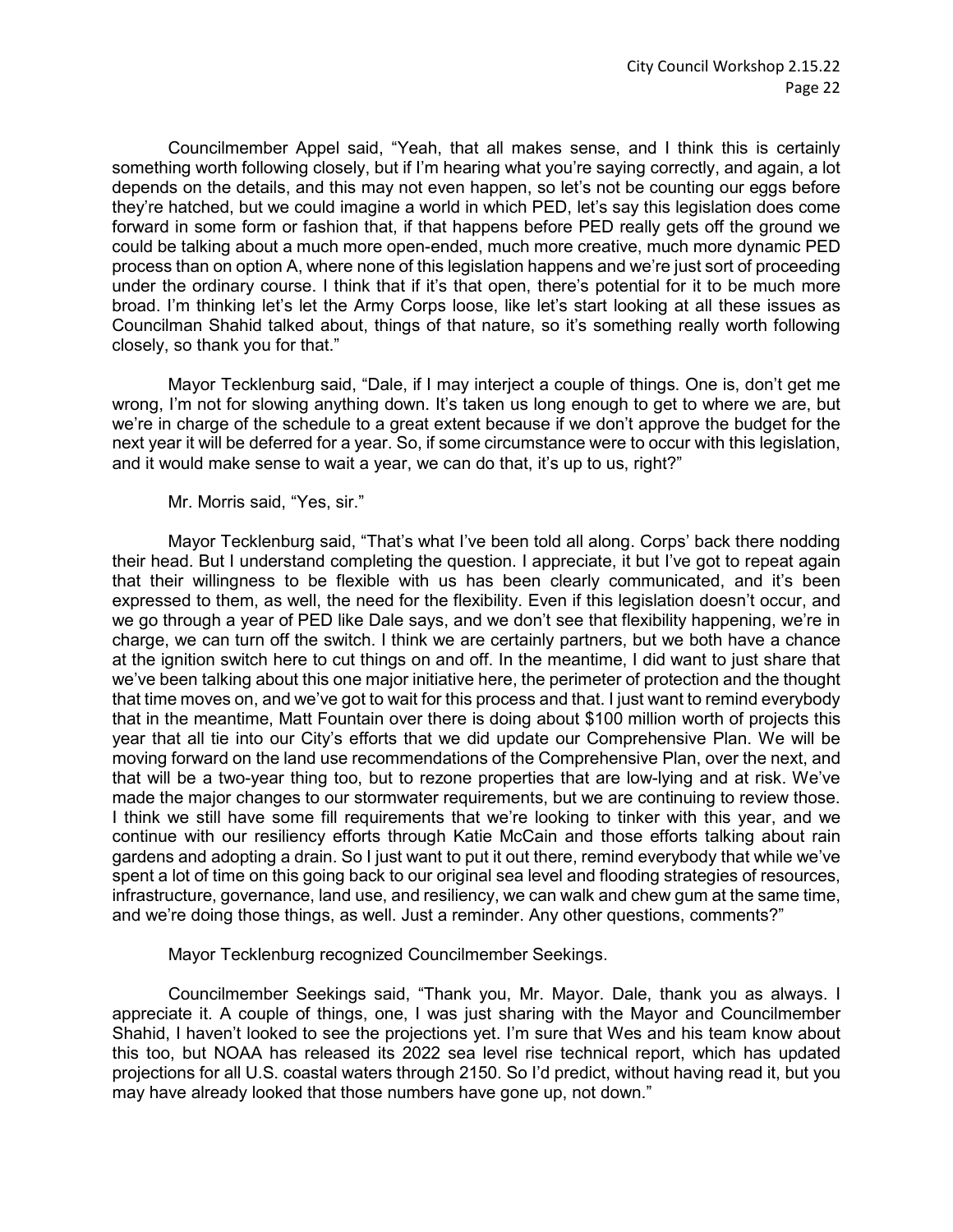Councilmember Appel said, "Yeah, that all makes sense, and I think this is certainly something worth following closely, but if I'm hearing what you're saying correctly, and again, a lot depends on the details, and this may not even happen, so let's not be counting our eggs before they're hatched, but we could imagine a world in which PED, let's say this legislation does come forward in some form or fashion that, if that happens before PED really gets off the ground we could be talking about a much more open-ended, much more creative, much more dynamic PED process than on option A, where none of this legislation happens and we're just sort of proceeding under the ordinary course. I think that if it's that open, there's potential for it to be much more broad. I'm thinking let's let the Army Corps loose, like let's start looking at all these issues as Councilman Shahid talked about, things of that nature, so it's something really worth following closely, so thank you for that."

Mayor Tecklenburg said, "Dale, if I may interject a couple of things. One is, don't get me wrong, I'm not for slowing anything down. It's taken us long enough to get to where we are, but we're in charge of the schedule to a great extent because if we don't approve the budget for the next year it will be deferred for a year. So, if some circumstance were to occur with this legislation, and it would make sense to wait a year, we can do that, it's up to us, right?"

Mr. Morris said, "Yes, sir."

Mayor Tecklenburg said, "That's what I've been told all along. Corps' back there nodding their head. But I understand completing the question. I appreciate, it but I've got to repeat again that their willingness to be flexible with us has been clearly communicated, and it's been expressed to them, as well, the need for the flexibility. Even if this legislation doesn't occur, and we go through a year of PED like Dale says, and we don't see that flexibility happening, we're in charge, we can turn off the switch. I think we are certainly partners, but we both have a chance at the ignition switch here to cut things on and off. In the meantime, I did want to just share that we've been talking about this one major initiative here, the perimeter of protection and the thought that time moves on, and we've got to wait for this process and that. I just want to remind everybody that in the meantime, Matt Fountain over there is doing about $100 million worth of projects this year that all tie into our City's efforts that we did update our Comprehensive Plan. We will be moving forward on the land use recommendations of the Comprehensive Plan, over the next, and that will be a two-year thing too, but to rezone properties that are low-lying and at risk. We've made the major changes to our stormwater requirements, but we are continuing to review those. I think we still have some fill requirements that we're looking to tinker with this year, and we continue with our resiliency efforts through Katie McCain and those efforts talking about rain gardens and adopting a drain. So I just want to put it out there, remind everybody that while we've spent a lot of time on this going back to our original sea level and flooding strategies of resources, infrastructure, governance, land use, and resiliency, we can walk and chew gum at the same time, and we're doing those things, as well. Just a reminder. Any other questions, comments?"

Mayor Tecklenburg recognized Councilmember Seekings.

Councilmember Seekings said, "Thank you, Mr. Mayor. Dale, thank you as always. I appreciate it. A couple of things, one, I was just sharing with the Mayor and Councilmember Shahid, I haven't looked to see the projections yet. I'm sure that Wes and his team know about this too, but NOAA has released its 2022 sea level rise technical report, which has updated projections for all U.S. coastal waters through 2150. So I'd predict, without having read it, but you may have already looked that those numbers have gone up, not down."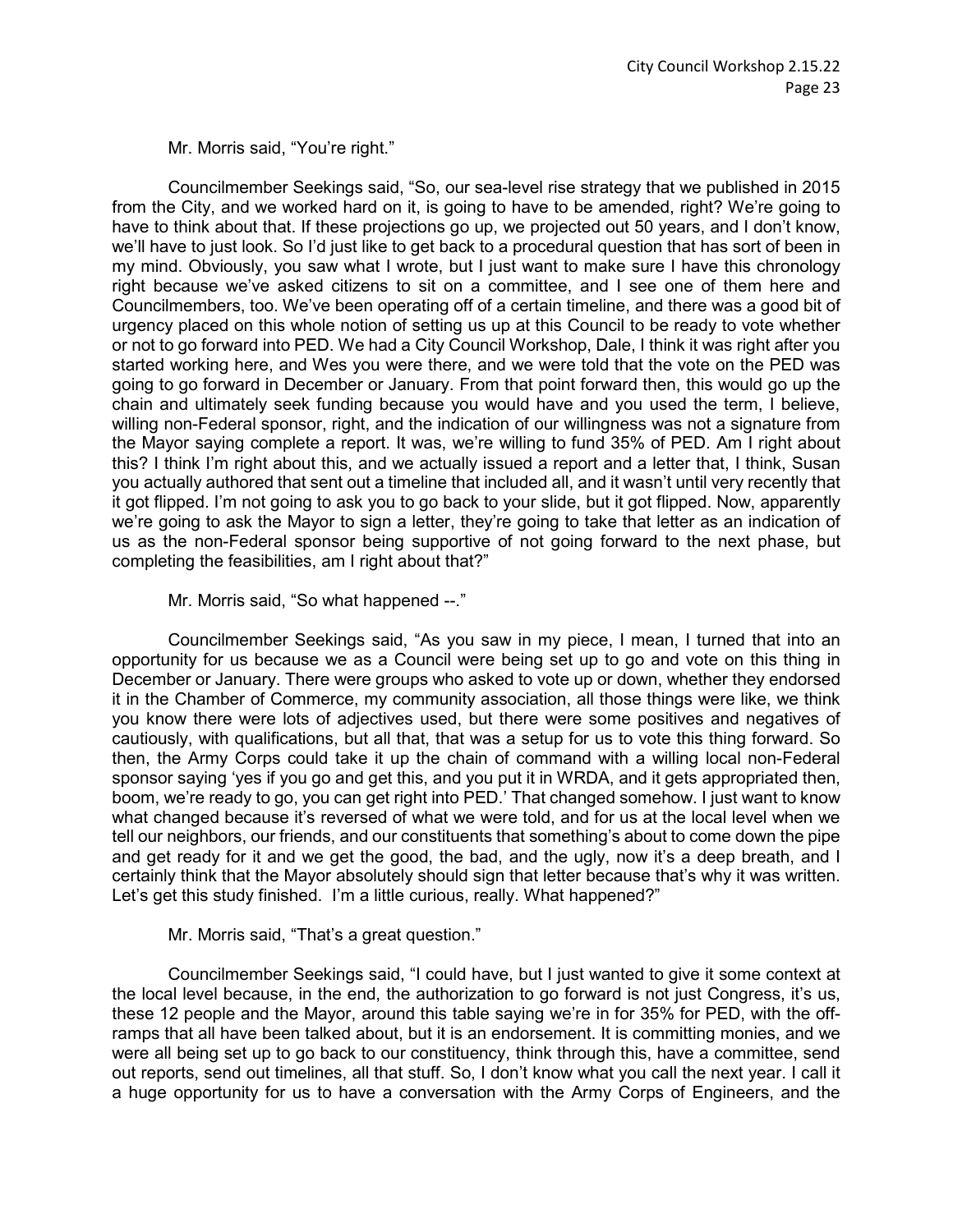Mr. Morris said, “You’re right.”

Councilmember Seekings said, “So, our sea-level rise strategy that we published in 2015 from the City, and we worked hard on it, is going to have to be amended, right? We’re going to have to think about that. If these projections go up, we projected out 50 years, and I don’t know, we’ll have to just look. So I’d just like to get back to a procedural question that has sort of been in my mind. Obviously, you saw what I wrote, but I just want to make sure I have this chronology right because we’ve asked citizens to sit on a committee, and I see one of them here and Councilmembers, too. We’ve been operating off of a certain timeline, and there was a good bit of urgency placed on this whole notion of setting us up at this Council to be ready to vote whether or not to go forward into PED. We had a City Council Workshop, Dale, I think it was right after you started working here, and Wes you were there, and we were told that the vote on the PED was going to go forward in December or January. From that point forward then, this would go up the chain and ultimately seek funding because you would have and you used the term, I believe, willing non-Federal sponsor, right, and the indication of our willingness was not a signature from the Mayor saying complete a report. It was, we’re willing to fund 35% of PED. Am I right about this? I think I’m right about this, and we actually issued a report and a letter that, I think, Susan you actually authored that sent out a timeline that included all, and it wasn’t until very recently that it got flipped. I’m not going to ask you to go back to your slide, but it got flipped. Now, apparently we’re going to ask the Mayor to sign a letter, they’re going to take that letter as an indication of us as the non-Federal sponsor being supportive of not going forward to the next phase, but completing the feasibilities, am I right about that?”

Mr. Morris said, “So what happened --.”

Councilmember Seekings said, “As you saw in my piece, I mean, I turned that into an opportunity for us because we as a Council were being set up to go and vote on this thing in December or January. There were groups who asked to vote up or down, whether they endorsed it in the Chamber of Commerce, my community association, all those things were like, we think you know there were lots of adjectives used, but there were some positives and negatives of cautiously, with qualifications, but all that, that was a setup for us to vote this thing forward. So then, the Army Corps could take it up the chain of command with a willing local non-Federal sponsor saying ‘yes if you go and get this, and you put it in WRDA, and it gets appropriated then, boom, we’re ready to go, you can get right into PED.’ That changed somehow. I just want to know what changed because it’s reversed of what we were told, and for us at the local level when we tell our neighbors, our friends, and our constituents that something’s about to come down the pipe and get ready for it and we get the good, the bad, and the ugly, now it’s a deep breath, and I certainly think that the Mayor absolutely should sign that letter because that’s why it was written. Let’s get this study finished. I’m a little curious, really. What happened?”

Mr. Morris said, “That’s a great question.”

Councilmember Seekings said, “I could have, but I just wanted to give it some context at the local level because, in the end, the authorization to go forward is not just Congress, it’s us, these 12 people and the Mayor, around this table saying we’re in for 35% for PED, with the off-ramps that all have been talked about, but it is an endorsement. It is committing monies, and we were all being set up to go back to our constituency, think through this, have a committee, send out reports, send out timelines, all that stuff. So, I don’t know what you call the next year. I call it a huge opportunity for us to have a conversation with the Army Corps of Engineers, and the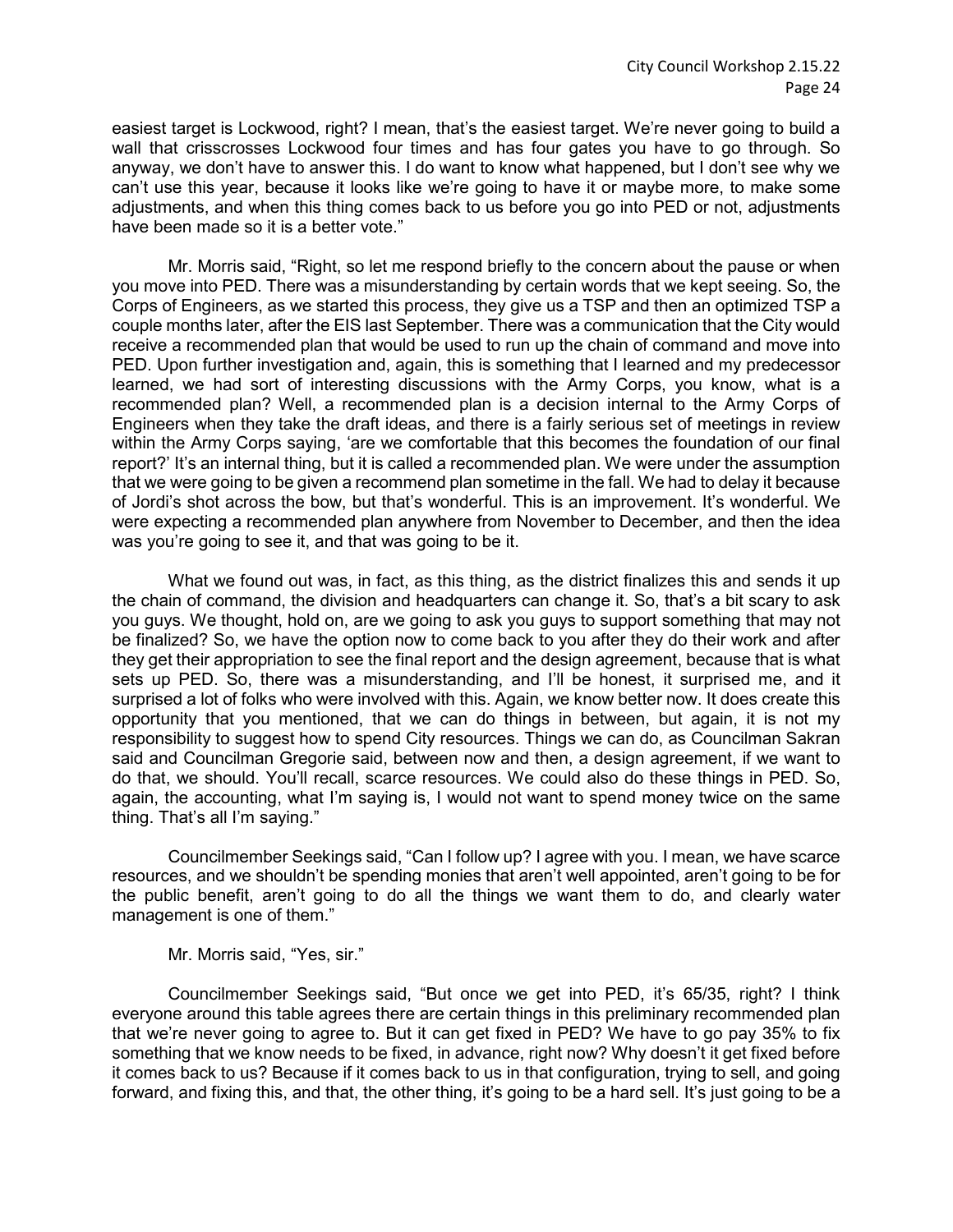easiest target is Lockwood, right? I mean, that's the easiest target. We're never going to build a wall that crisscrosses Lockwood four times and has four gates you have to go through. So anyway, we don't have to answer this. I do want to know what happened, but I don't see why we can't use this year, because it looks like we're going to have it or maybe more, to make some adjustments, and when this thing comes back to us before you go into PED or not, adjustments have been made so it is a better vote."

Mr. Morris said, "Right, so let me respond briefly to the concern about the pause or when you move into PED. There was a misunderstanding by certain words that we kept seeing. So, the Corps of Engineers, as we started this process, they give us a TSP and then an optimized TSP a couple months later, after the EIS last September. There was a communication that the City would receive a recommended plan that would be used to run up the chain of command and move into PED. Upon further investigation and, again, this is something that I learned and my predecessor learned, we had sort of interesting discussions with the Army Corps, you know, what is a recommended plan? Well, a recommended plan is a decision internal to the Army Corps of Engineers when they take the draft ideas, and there is a fairly serious set of meetings in review within the Army Corps saying, 'are we comfortable that this becomes the foundation of our final report?' It's an internal thing, but it is called a recommended plan. We were under the assumption that we were going to be given a recommend plan sometime in the fall. We had to delay it because of Jordi's shot across the bow, but that's wonderful. This is an improvement. It's wonderful. We were expecting a recommended plan anywhere from November to December, and then the idea was you're going to see it, and that was going to be it.

What we found out was, in fact, as this thing, as the district finalizes this and sends it up the chain of command, the division and headquarters can change it. So, that's a bit scary to ask you guys. We thought, hold on, are we going to ask you guys to support something that may not be finalized? So, we have the option now to come back to you after they do their work and after they get their appropriation to see the final report and the design agreement, because that is what sets up PED. So, there was a misunderstanding, and I'll be honest, it surprised me, and it surprised a lot of folks who were involved with this. Again, we know better now. It does create this opportunity that you mentioned, that we can do things in between, but again, it is not my responsibility to suggest how to spend City resources. Things we can do, as Councilman Sakran said and Councilman Gregorie said, between now and then, a design agreement, if we want to do that, we should. You'll recall, scarce resources. We could also do these things in PED. So, again, the accounting, what I'm saying is, I would not want to spend money twice on the same thing. That's all I'm saying."

Councilmember Seekings said, "Can I follow up? I agree with you. I mean, we have scarce resources, and we shouldn't be spending monies that aren't well appointed, aren't going to be for the public benefit, aren't going to do all the things we want them to do, and clearly water management is one of them."

Mr. Morris said, "Yes, sir."

Councilmember Seekings said, "But once we get into PED, it's 65/35, right? I think everyone around this table agrees there are certain things in this preliminary recommended plan that we're never going to agree to. But it can get fixed in PED? We have to go pay 35% to fix something that we know needs to be fixed, in advance, right now? Why doesn't it get fixed before it comes back to us? Because if it comes back to us in that configuration, trying to sell, and going forward, and fixing this, and that, the other thing, it's going to be a hard sell. It's just going to be a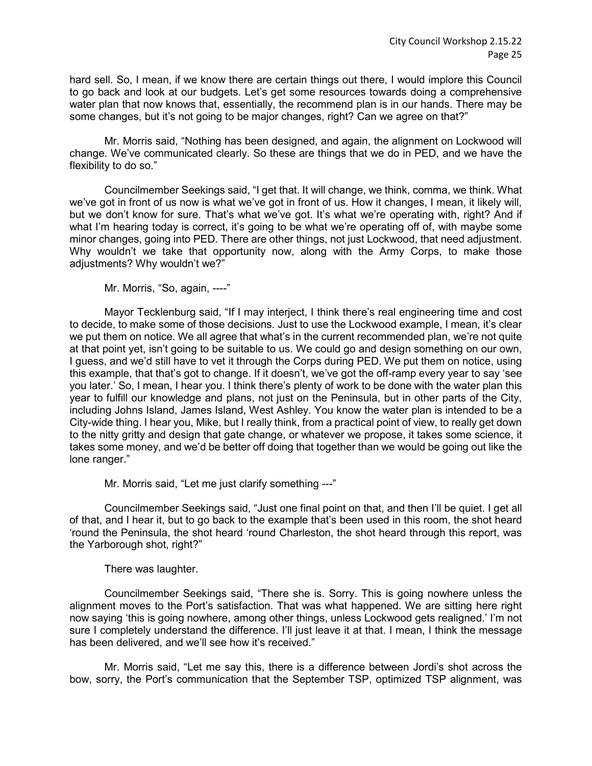hard sell. So, I mean, if we know there are certain things out there, I would implore this Council to go back and look at our budgets. Let's get some resources towards doing a comprehensive water plan that now knows that, essentially, the recommend plan is in our hands. There may be some changes, but it's not going to be major changes, right? Can we agree on that?"

Mr. Morris said, "Nothing has been designed, and again, the alignment on Lockwood will change. We've communicated clearly. So these are things that we do in PED, and we have the flexibility to do so."

Councilmember Seekings said, "I get that. It will change, we think, comma, we think. What we've got in front of us now is what we've got in front of us. How it changes, I mean, it likely will, but we don't know for sure. That's what we've got. It's what we're operating with, right? And if what I'm hearing today is correct, it's going to be what we're operating off of, with maybe some minor changes, going into PED. There are other things, not just Lockwood, that need adjustment. Why wouldn't we take that opportunity now, along with the Army Corps, to make those adjustments? Why wouldn't we?"

Mr. Morris, "So, again, ----"

Mayor Tecklenburg said, "If I may interject, I think there's real engineering time and cost to decide, to make some of those decisions. Just to use the Lockwood example, I mean, it's clear we put them on notice. We all agree that what's in the current recommended plan, we're not quite at that point yet, isn't going to be suitable to us. We could go and design something on our own, I guess, and we'd still have to vet it through the Corps during PED. We put them on notice, using this example, that that's got to change. If it doesn't, we've got the off-ramp every year to say 'see you later.' So, I mean, I hear you. I think there's plenty of work to be done with the water plan this year to fulfill our knowledge and plans, not just on the Peninsula, but in other parts of the City, including Johns Island, James Island, West Ashley. You know the water plan is intended to be a City-wide thing. I hear you, Mike, but I really think, from a practical point of view, to really get down to the nitty gritty and design that gate change, or whatever we propose, it takes some science, it takes some money, and we'd be better off doing that together than we would be going out like the lone ranger."

Mr. Morris said, "Let me just clarify something ---"

Councilmember Seekings said, "Just one final point on that, and then I'll be quiet. I get all of that, and I hear it, but to go back to the example that's been used in this room, the shot heard 'round the Peninsula, the shot heard 'round Charleston, the shot heard through this report, was the Yarborough shot, right?"

There was laughter.

Councilmember Seekings said, "There she is. Sorry. This is going nowhere unless the alignment moves to the Port's satisfaction. That was what happened. We are sitting here right now saying 'this is going nowhere, among other things, unless Lockwood gets realigned.' I'm not sure I completely understand the difference. I'll just leave it at that. I mean, I think the message has been delivered, and we'll see how it's received."

Mr. Morris said, "Let me say this, there is a difference between Jordi's shot across the bow, sorry, the Port's communication that the September TSP, optimized TSP alignment, was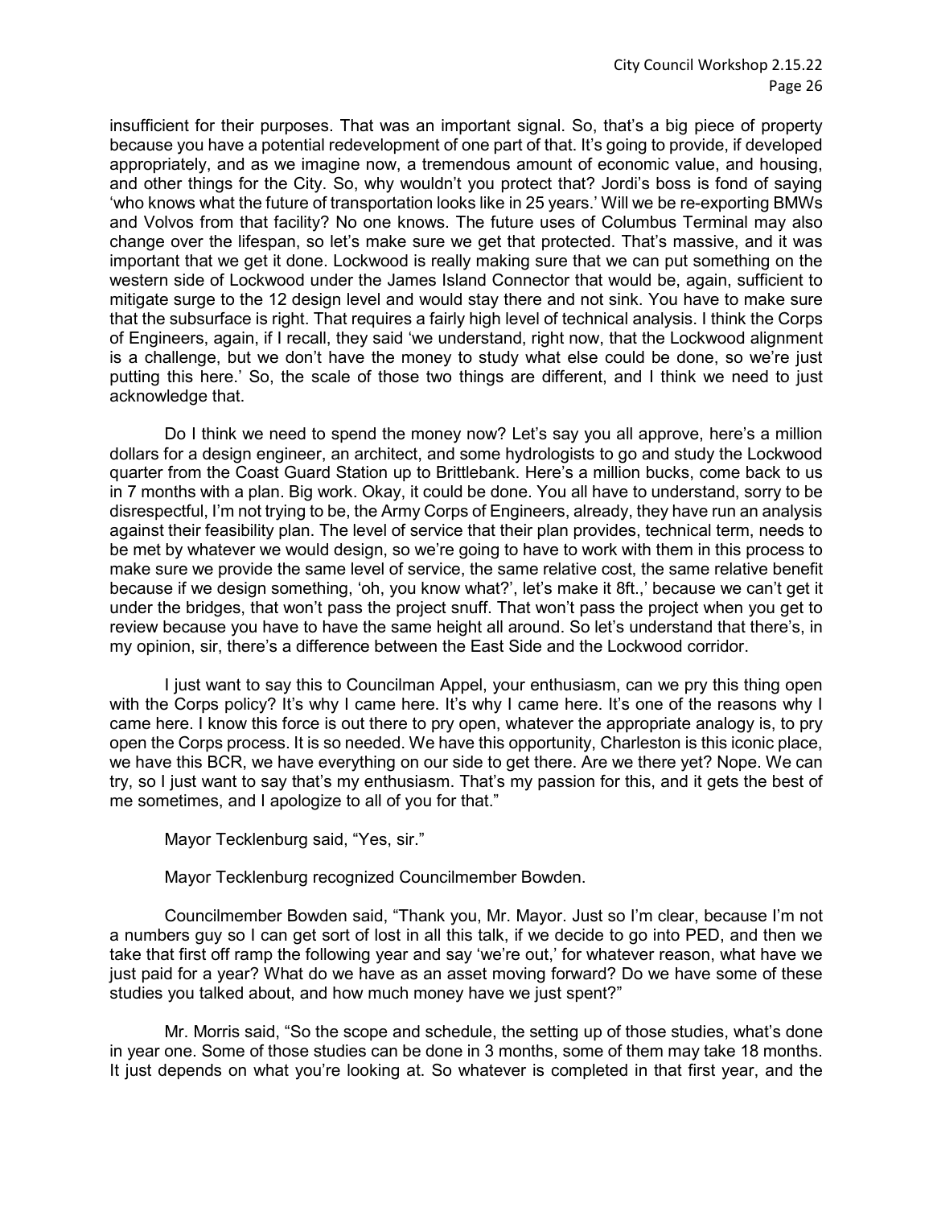insufficient for their purposes. That was an important signal. So, that's a big piece of property because you have a potential redevelopment of one part of that. It's going to provide, if developed appropriately, and as we imagine now, a tremendous amount of economic value, and housing, and other things for the City. So, why wouldn't you protect that? Jordi's boss is fond of saying 'who knows what the future of transportation looks like in 25 years.' Will we be re-exporting BMWs and Volvos from that facility? No one knows. The future uses of Columbus Terminal may also change over the lifespan, so let's make sure we get that protected. That's massive, and it was important that we get it done. Lockwood is really making sure that we can put something on the western side of Lockwood under the James Island Connector that would be, again, sufficient to mitigate surge to the 12 design level and would stay there and not sink. You have to make sure that the subsurface is right. That requires a fairly high level of technical analysis. I think the Corps of Engineers, again, if I recall, they said 'we understand, right now, that the Lockwood alignment is a challenge, but we don't have the money to study what else could be done, so we're just putting this here.' So, the scale of those two things are different, and I think we need to just acknowledge that.

Do I think we need to spend the money now? Let's say you all approve, here's a million dollars for a design engineer, an architect, and some hydrologists to go and study the Lockwood quarter from the Coast Guard Station up to Brittlebank. Here's a million bucks, come back to us in 7 months with a plan. Big work. Okay, it could be done. You all have to understand, sorry to be disrespectful, I'm not trying to be, the Army Corps of Engineers, already, they have run an analysis against their feasibility plan. The level of service that their plan provides, technical term, needs to be met by whatever we would design, so we're going to have to work with them in this process to make sure we provide the same level of service, the same relative cost, the same relative benefit because if we design something, 'oh, you know what?', let's make it 8ft.,' because we can't get it under the bridges, that won't pass the project snuff. That won't pass the project when you get to review because you have to have the same height all around. So let's understand that there's, in my opinion, sir, there's a difference between the East Side and the Lockwood corridor.

I just want to say this to Councilman Appel, your enthusiasm, can we pry this thing open with the Corps policy? It's why I came here. It's why I came here. It's one of the reasons why I came here. I know this force is out there to pry open, whatever the appropriate analogy is, to pry open the Corps process. It is so needed. We have this opportunity, Charleston is this iconic place, we have this BCR, we have everything on our side to get there. Are we there yet? Nope. We can try, so I just want to say that's my enthusiasm. That's my passion for this, and it gets the best of me sometimes, and I apologize to all of you for that."

Mayor Tecklenburg said, "Yes, sir."

Mayor Tecklenburg recognized Councilmember Bowden.

Councilmember Bowden said, "Thank you, Mr. Mayor. Just so I'm clear, because I'm not a numbers guy so I can get sort of lost in all this talk, if we decide to go into PED, and then we take that first off ramp the following year and say 'we're out,' for whatever reason, what have we just paid for a year? What do we have as an asset moving forward? Do we have some of these studies you talked about, and how much money have we just spent?"

Mr. Morris said, "So the scope and schedule, the setting up of those studies, what's done in year one. Some of those studies can be done in 3 months, some of them may take 18 months. It just depends on what you're looking at. So whatever is completed in that first year, and the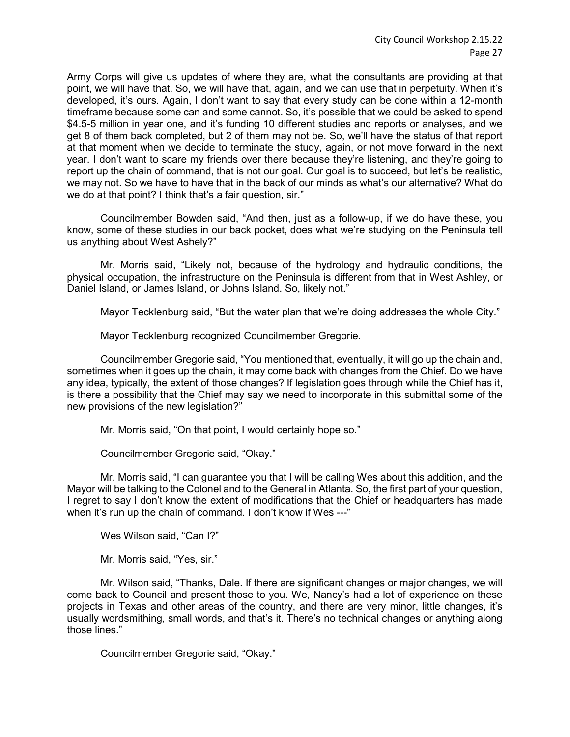Army Corps will give us updates of where they are, what the consultants are providing at that point, we will have that. So, we will have that, again, and we can use that in perpetuity. When it's developed, it's ours. Again, I don't want to say that every study can be done within a 12-month timeframe because some can and some cannot. So, it's possible that we could be asked to spend $4.5-5 million in year one, and it's funding 10 different studies and reports or analyses, and we get 8 of them back completed, but 2 of them may not be. So, we'll have the status of that report at that moment when we decide to terminate the study, again, or not move forward in the next year. I don't want to scare my friends over there because they're listening, and they're going to report up the chain of command, that is not our goal. Our goal is to succeed, but let's be realistic, we may not. So we have to have that in the back of our minds as what's our alternative? What do we do at that point? I think that's a fair question, sir."

Councilmember Bowden said, "And then, just as a follow-up, if we do have these, you know, some of these studies in our back pocket, does what we're studying on the Peninsula tell us anything about West Ashely?"

Mr. Morris said, "Likely not, because of the hydrology and hydraulic conditions, the physical occupation, the infrastructure on the Peninsula is different from that in West Ashley, or Daniel Island, or James Island, or Johns Island. So, likely not."

Mayor Tecklenburg said, "But the water plan that we're doing addresses the whole City."

Mayor Tecklenburg recognized Councilmember Gregorie.

Councilmember Gregorie said, "You mentioned that, eventually, it will go up the chain and, sometimes when it goes up the chain, it may come back with changes from the Chief. Do we have any idea, typically, the extent of those changes? If legislation goes through while the Chief has it, is there a possibility that the Chief may say we need to incorporate in this submittal some of the new provisions of the new legislation?"

Mr. Morris said, "On that point, I would certainly hope so."

Councilmember Gregorie said, "Okay."

Mr. Morris said, "I can guarantee you that I will be calling Wes about this addition, and the Mayor will be talking to the Colonel and to the General in Atlanta. So, the first part of your question, I regret to say I don't know the extent of modifications that the Chief or headquarters has made when it's run up the chain of command. I don't know if Wes ---"

Wes Wilson said, "Can I?"

Mr. Morris said, "Yes, sir."

Mr. Wilson said, "Thanks, Dale. If there are significant changes or major changes, we will come back to Council and present those to you. We, Nancy's had a lot of experience on these projects in Texas and other areas of the country, and there are very minor, little changes, it's usually wordsmithing, small words, and that's it. There's no technical changes or anything along those lines."

Councilmember Gregorie said, "Okay."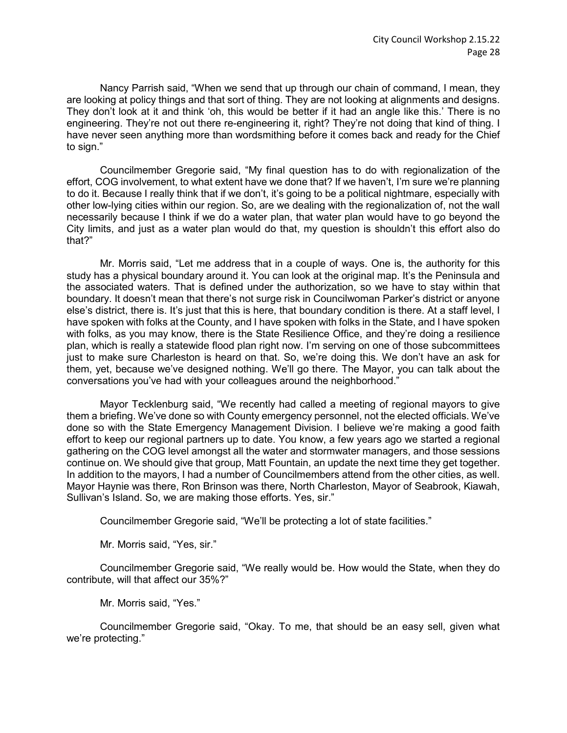Nancy Parrish said, "When we send that up through our chain of command, I mean, they are looking at policy things and that sort of thing. They are not looking at alignments and designs. They don't look at it and think 'oh, this would be better if it had an angle like this.' There is no engineering. They're not out there re-engineering it, right? They're not doing that kind of thing. I have never seen anything more than wordsmithing before it comes back and ready for the Chief to sign."

Councilmember Gregorie said, "My final question has to do with regionalization of the effort, COG involvement, to what extent have we done that? If we haven't, I'm sure we're planning to do it. Because I really think that if we don't, it's going to be a political nightmare, especially with other low-lying cities within our region. So, are we dealing with the regionalization of, not the wall necessarily because I think if we do a water plan, that water plan would have to go beyond the City limits, and just as a water plan would do that, my question is shouldn't this effort also do that?"

Mr. Morris said, "Let me address that in a couple of ways. One is, the authority for this study has a physical boundary around it. You can look at the original map. It's the Peninsula and the associated waters. That is defined under the authorization, so we have to stay within that boundary. It doesn't mean that there's not surge risk in Councilwoman Parker's district or anyone else's district, there is. It's just that this is here, that boundary condition is there. At a staff level, I have spoken with folks at the County, and I have spoken with folks in the State, and I have spoken with folks, as you may know, there is the State Resilience Office, and they're doing a resilience plan, which is really a statewide flood plan right now. I'm serving on one of those subcommittees just to make sure Charleston is heard on that. So, we're doing this. We don't have an ask for them, yet, because we've designed nothing. We'll go there. The Mayor, you can talk about the conversations you've had with your colleagues around the neighborhood."

Mayor Tecklenburg said, "We recently had called a meeting of regional mayors to give them a briefing. We've done so with County emergency personnel, not the elected officials. We've done so with the State Emergency Management Division. I believe we're making a good faith effort to keep our regional partners up to date. You know, a few years ago we started a regional gathering on the COG level amongst all the water and stormwater managers, and those sessions continue on. We should give that group, Matt Fountain, an update the next time they get together. In addition to the mayors, I had a number of Councilmembers attend from the other cities, as well. Mayor Haynie was there, Ron Brinson was there, North Charleston, Mayor of Seabrook, Kiawah, Sullivan's Island. So, we are making those efforts. Yes, sir."

Councilmember Gregorie said, "We'll be protecting a lot of state facilities."

Mr. Morris said, "Yes, sir."

Councilmember Gregorie said, "We really would be. How would the State, when they do contribute, will that affect our 35%?"

Mr. Morris said, "Yes."

Councilmember Gregorie said, "Okay. To me, that should be an easy sell, given what we're protecting."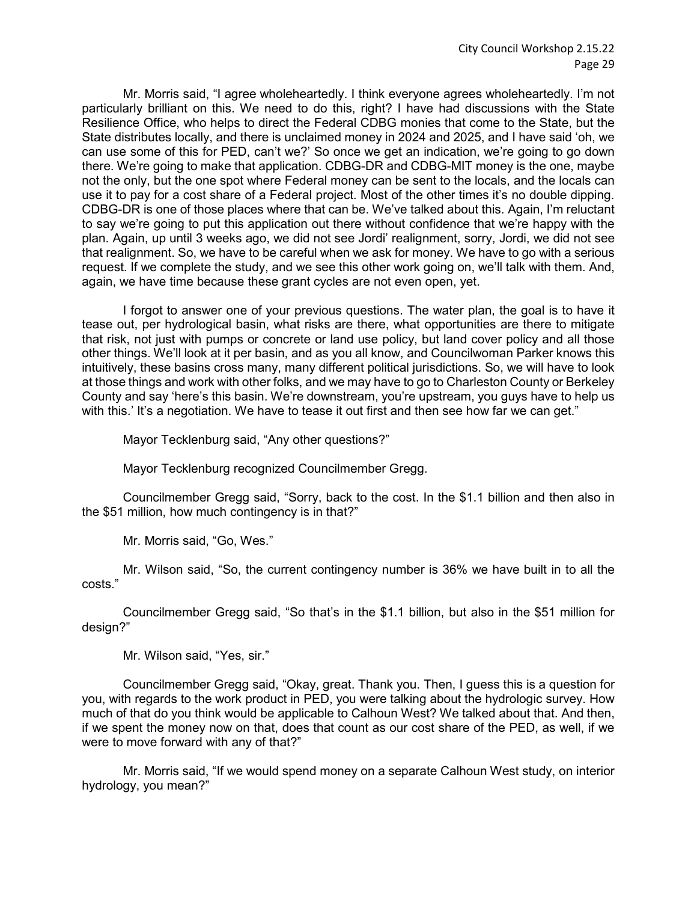Mr. Morris said, "I agree wholeheartedly. I think everyone agrees wholeheartedly. I'm not particularly brilliant on this. We need to do this, right? I have had discussions with the State Resilience Office, who helps to direct the Federal CDBG monies that come to the State, but the State distributes locally, and there is unclaimed money in 2024 and 2025, and I have said 'oh, we can use some of this for PED, can't we?' So once we get an indication, we're going to go down there. We're going to make that application. CDBG-DR and CDBG-MIT money is the one, maybe not the only, but the one spot where Federal money can be sent to the locals, and the locals can use it to pay for a cost share of a Federal project. Most of the other times it's no double dipping. CDBG-DR is one of those places where that can be. We've talked about this. Again, I'm reluctant to say we're going to put this application out there without confidence that we're happy with the plan. Again, up until 3 weeks ago, we did not see Jordi' realignment, sorry, Jordi, we did not see that realignment. So, we have to be careful when we ask for money. We have to go with a serious request. If we complete the study, and we see this other work going on, we'll talk with them. And, again, we have time because these grant cycles are not even open, yet.

I forgot to answer one of your previous questions. The water plan, the goal is to have it tease out, per hydrological basin, what risks are there, what opportunities are there to mitigate that risk, not just with pumps or concrete or land use policy, but land cover policy and all those other things. We'll look at it per basin, and as you all know, and Councilwoman Parker knows this intuitively, these basins cross many, many different political jurisdictions. So, we will have to look at those things and work with other folks, and we may have to go to Charleston County or Berkeley County and say 'here's this basin. We're downstream, you're upstream, you guys have to help us with this.' It's a negotiation. We have to tease it out first and then see how far we can get."

Mayor Tecklenburg said, "Any other questions?"

Mayor Tecklenburg recognized Councilmember Gregg.

Councilmember Gregg said, "Sorry, back to the cost. In the $1.1 billion and then also in the $51 million, how much contingency is in that?"

Mr. Morris said, "Go, Wes."

Mr. Wilson said, "So, the current contingency number is 36% we have built in to all the costs."

Councilmember Gregg said, "So that's in the $1.1 billion, but also in the $51 million for design?"

Mr. Wilson said, "Yes, sir."

Councilmember Gregg said, "Okay, great. Thank you. Then, I guess this is a question for you, with regards to the work product in PED, you were talking about the hydrologic survey. How much of that do you think would be applicable to Calhoun West? We talked about that. And then, if we spent the money now on that, does that count as our cost share of the PED, as well, if we were to move forward with any of that?"

Mr. Morris said, "If we would spend money on a separate Calhoun West study, on interior hydrology, you mean?"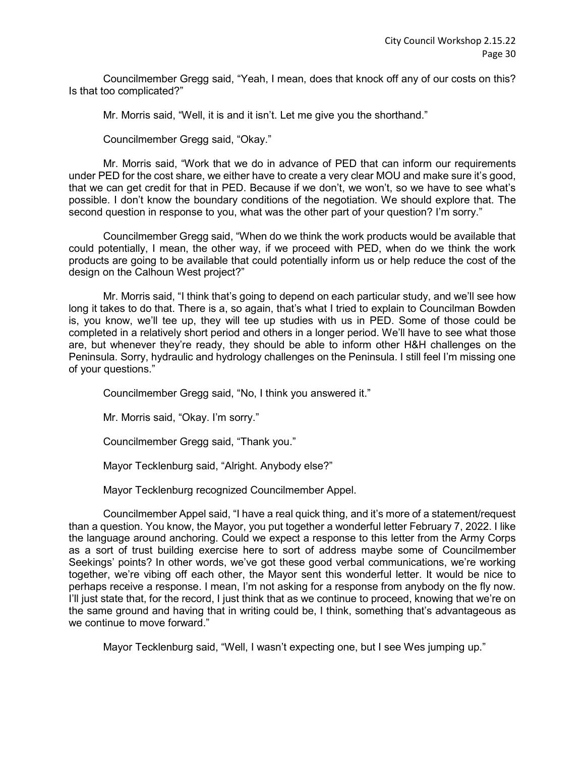Councilmember Gregg said, "Yeah, I mean, does that knock off any of our costs on this? Is that too complicated?"

Mr. Morris said, "Well, it is and it isn't. Let me give you the shorthand."

Councilmember Gregg said, "Okay."

Mr. Morris said, "Work that we do in advance of PED that can inform our requirements under PED for the cost share, we either have to create a very clear MOU and make sure it's good, that we can get credit for that in PED. Because if we don't, we won't, so we have to see what's possible. I don't know the boundary conditions of the negotiation. We should explore that. The second question in response to you, what was the other part of your question? I'm sorry."

Councilmember Gregg said, "When do we think the work products would be available that could potentially, I mean, the other way, if we proceed with PED, when do we think the work products are going to be available that could potentially inform us or help reduce the cost of the design on the Calhoun West project?"

Mr. Morris said, "I think that's going to depend on each particular study, and we'll see how long it takes to do that. There is a, so again, that's what I tried to explain to Councilman Bowden is, you know, we'll tee up, they will tee up studies with us in PED. Some of those could be completed in a relatively short period and others in a longer period. We'll have to see what those are, but whenever they're ready, they should be able to inform other H&H challenges on the Peninsula. Sorry, hydraulic and hydrology challenges on the Peninsula. I still feel I'm missing one of your questions."

Councilmember Gregg said, "No, I think you answered it."

Mr. Morris said, "Okay. I'm sorry."

Councilmember Gregg said, "Thank you."

Mayor Tecklenburg said, "Alright. Anybody else?"

Mayor Tecklenburg recognized Councilmember Appel.

Councilmember Appel said, "I have a real quick thing, and it's more of a statement/request than a question. You know, the Mayor, you put together a wonderful letter February 7, 2022. I like the language around anchoring. Could we expect a response to this letter from the Army Corps as a sort of trust building exercise here to sort of address maybe some of Councilmember Seekings' points? In other words, we've got these good verbal communications, we're working together, we're vibing off each other, the Mayor sent this wonderful letter. It would be nice to perhaps receive a response. I mean, I'm not asking for a response from anybody on the fly now. I'll just state that, for the record, I just think that as we continue to proceed, knowing that we're on the same ground and having that in writing could be, I think, something that's advantageous as we continue to move forward."

Mayor Tecklenburg said, "Well, I wasn't expecting one, but I see Wes jumping up."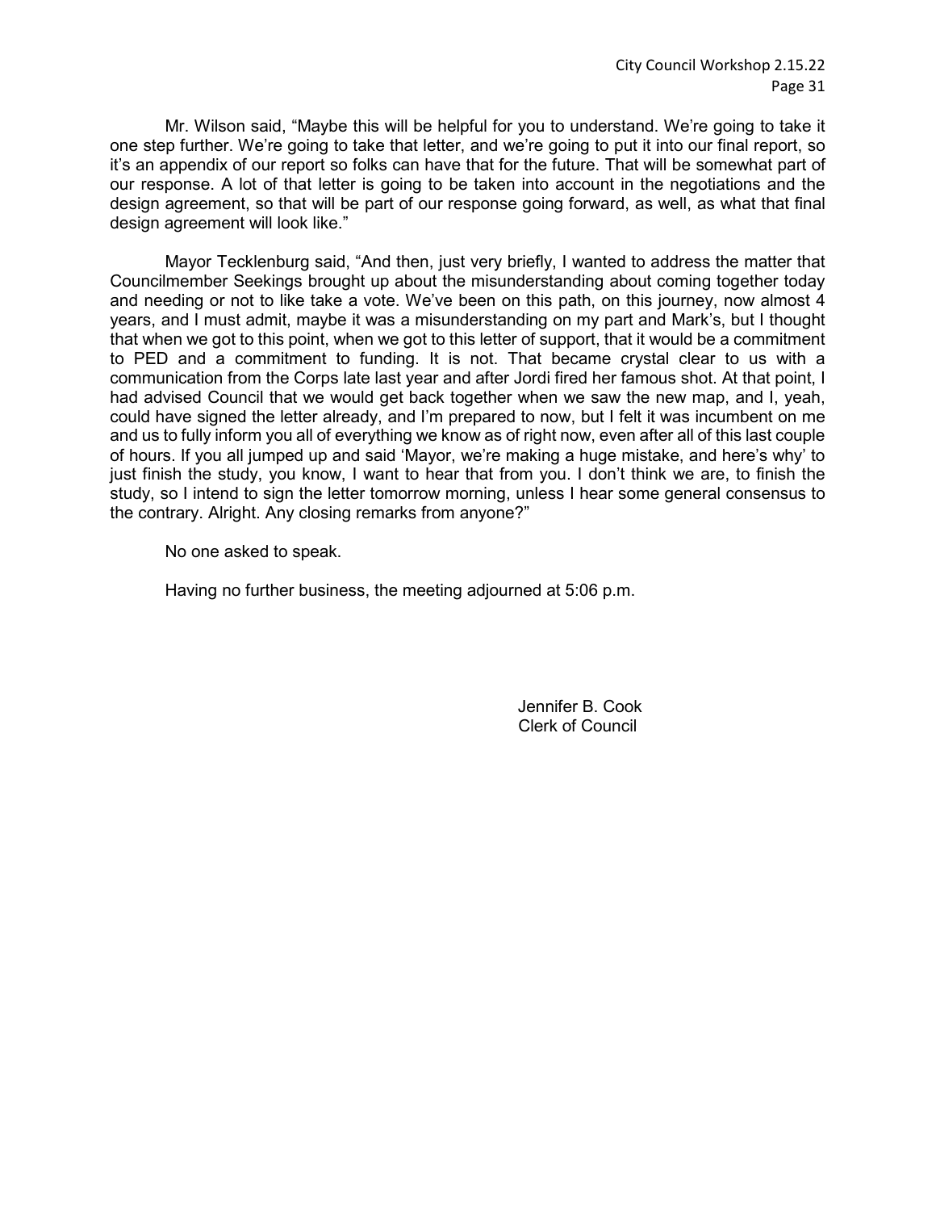Mr. Wilson said, "Maybe this will be helpful for you to understand. We're going to take it one step further. We're going to take that letter, and we're going to put it into our final report, so it's an appendix of our report so folks can have that for the future. That will be somewhat part of our response. A lot of that letter is going to be taken into account in the negotiations and the design agreement, so that will be part of our response going forward, as well, as what that final design agreement will look like."

Mayor Tecklenburg said, "And then, just very briefly, I wanted to address the matter that Councilmember Seekings brought up about the misunderstanding about coming together today and needing or not to like take a vote. We've been on this path, on this journey, now almost 4 years, and I must admit, maybe it was a misunderstanding on my part and Mark's, but I thought that when we got to this point, when we got to this letter of support, that it would be a commitment to PED and a commitment to funding. It is not. That became crystal clear to us with a communication from the Corps late last year and after Jordi fired her famous shot. At that point, I had advised Council that we would get back together when we saw the new map, and I, yeah, could have signed the letter already, and I'm prepared to now, but I felt it was incumbent on me and us to fully inform you all of everything we know as of right now, even after all of this last couple of hours. If you all jumped up and said 'Mayor, we're making a huge mistake, and here's why' to just finish the study, you know, I want to hear that from you. I don't think we are, to finish the study, so I intend to sign the letter tomorrow morning, unless I hear some general consensus to the contrary. Alright. Any closing remarks from anyone?"

No one asked to speak.

Having no further business, the meeting adjourned at 5:06 p.m.

Jennifer B. Cook
Clerk of Council